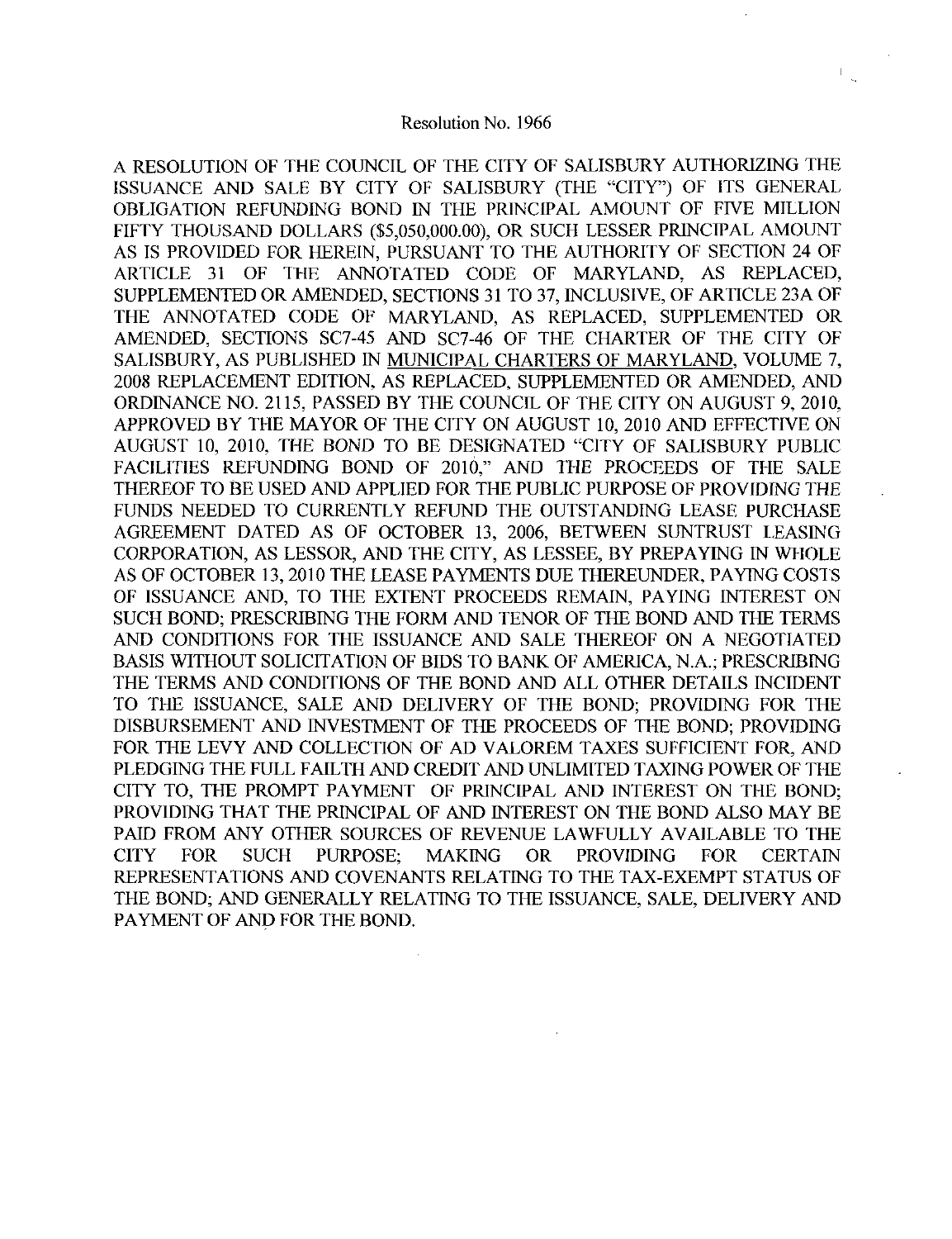# Resolution No. 1966

A RESOLUTION OF THE COUNCIL OF THE CITY OF SALISBURY AUTHORIZING THE ISSUANCE AND SALE BY CITY OF SALISBURY (THE "CITY") OF ITS GENERAL OBLIGATION REFUNDING BOND IN THE PRINCIPAL AMOUNT OF FIVE MILLION FIFTY THOUSAND DOLLARS ($5,050,000.00), OR SUCH LESSER PRINCIPAL AMOUNT AS IS PROVIDED FOR HEREIN, PURSUANT TO THE AUTHORITY OF SECTION 24 OF ARTICLE 31 OF THE ANNOTATED CODE OF MARYLAND, AS REPLACED, SUPPLEMENTED OR AMENDED, SECTIONS 31 TO 37, INCLUSIVE, OF ARTICLE 23A OF THE ANNOTATED CODE OF MARYLAND, AS REPLACED, SUPPLEMENTED OR AMENDED, SECTIONS SC7-45 AND SC7-46 OF THE CHARTER OF THE CITY OF SALISBURY, AS PUBLISHED IN MUNICIPAL CHARTERS OF MARYLAND, VOLUME 7, 2008 REPLACEMENT EDITION, AS REPLACED, SUPPLEMENTED OR AMENDED, AND ORDINANCE NO. 2115, PASSED BY THE COUNCIL OF THE CITY ON AUGUST 9, 2010, APPROVED BY THE MAYOR OF THE CITY ON AUGUST 10, 2010 AND EFFECTIVE ON AUGUST 10, 2010, THE BOND TO BE DESIGNATED "CITY OF SALISBURY PUBLIC FACILITIES REFUNDING BOND OF 2010," AND THE PROCEEDS OF THE SALE THEREOF TO BE USED AND APPLIED FOR THE PUBLIC PURPOSE OF PROVIDING THE FUNDS NEEDED TO CURRENTLY REFUND THE OUTSTANDING LEASE PURCHASE AGREEMENT DATED AS OF OCTOBER 13, 2006, BETWEEN SUNTRUST LEASING CORPORATION, AS LESSOR, AND THE CITY, AS LESSEE, BY PREPAYING IN WHOLE AS OF OCTOBER 13, 2010 THE LEASE PAYMENTS DUE THEREUNDER, PAYING COSTS OF ISSUANCE AND, TO THE EXTENT PROCEEDS REMAIN, PAYING INTEREST ON SUCH BOND; PRESCRIBING THE FORM AND TENOR OF THE BOND AND THE TERMS AND CONDITIONS FOR THE ISSUANCE AND SALE THEREOF ON A NEGOTIATED BASIS WITHOUT SOLICITATION OF BIDS TO BANK OF AMERICA, N.A.; PRESCRIBING THE TERMS AND CONDITIONS OF THE BOND AND ALL OTHER DETAILS INCIDENT TO THE ISSUANCE, SALE AND DELIVERY OF THE BOND; PROVIDING FOR THE DISBURSEMENT AND INVESTMENT OF THE PROCEEDS OF THE BOND; PROVIDING FOR THE LEVY AND COLLECTION OF AD VALOREM TAXES SUFFICIENT FOR, AND PLEDGING THE FULL FAILTH AND CREDIT AND UNLIMITED TAXING POWER OF THE CITY TO, THE PROMPT PAYMENT OF PRINCIPAL AND INTEREST ON THE BOND; PROVIDING THAT THE PRINCIPAL OF AND INTEREST ON THE BOND ALSO MAY BE PAID FROM ANY OTHER SOURCES OF REVENUE LAWFULLY AVAILABLE TO THE CITY FOR SUCH PURPOSE; MAKING OR PROVIDING FOR CERTAIN REPRESENTATIONS AND COVENANTS RELATING TO THE TAX-EXEMPT STATUS OF THE BOND; AND GENERALLY RELATING TO THE ISSUANCE, SALE, DELIVERY AND PAYMENT OF AND FOR THE BOND.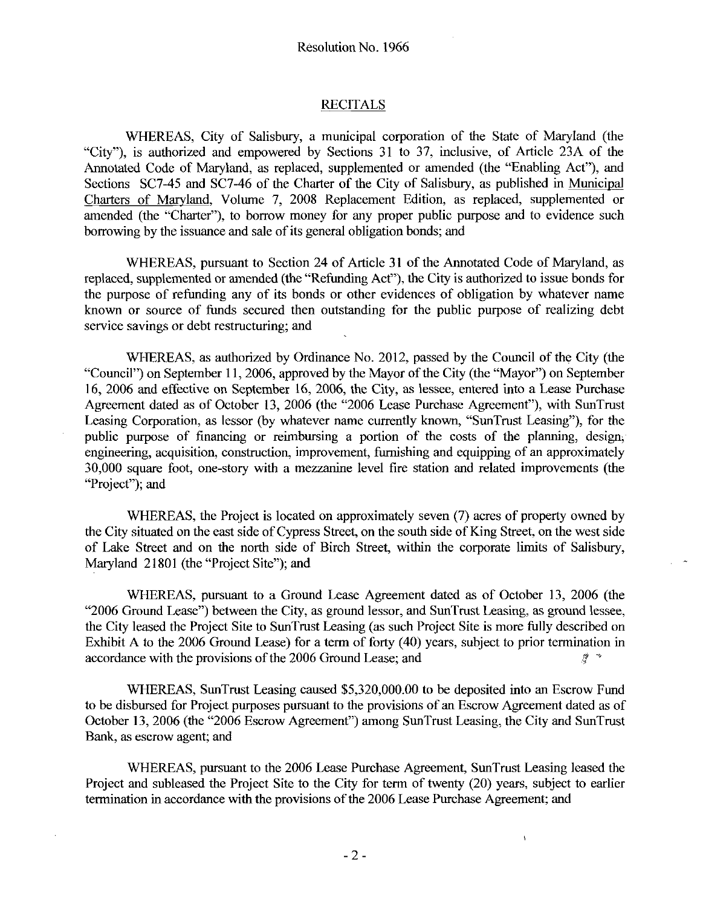Resolution No. 1966

## RECITALS

WHEREAS, City of Salisbury, a municipal corporation of the State of Maryland (the "City"), is authorized and empowered by Sections 31 to 37, inclusive, of Article 23A of the Annotated Code of Maryland, as replaced, supplemented or amended (the "Enabling Act"), and Sections SC7-45 and SC7-46 of the Charter of the City of Salisbury, as published in Municipal Charters of Maryland, Volume 7, 2008 Replacement Edition, as replaced, supplemented or amended (the "Charter"), to borrow money for any proper public purpose and to evidence such borrowing by the issuance and sale of its general obligation bonds; and

WHEREAS, pursuant to Section 24 of Article 31 of the Annotated Code of Maryland, as replaced, supplemented or amended (the "Refunding Act"), the City is authorized to issue bonds for the purpose of refunding any of its bonds or other evidences of obligation by whatever name known or source of funds secured then outstanding for the public purpose of realizing debt service savings or debt restructuring; and

WHEREAS, as authorized by Ordinance No. 2012, passed by the Council of the City (the "Council") on September 11, 2006, approved by the Mayor of the City (the "Mayor") on September 16, 2006 and effective on September 16, 2006, the City, as lessee, entered into a Lease Purchase Agreement dated as of October 13, 2006 (the "2006 Lease Purchase Agreement"), with SunTrust Leasing Corporation, as lessor (by whatever name currently known, "SunTrust Leasing"), for the public purpose of financing or reimbursing a portion of the costs of the planning, design, engineering, acquisition, construction, improvement, furnishing and equipping of an approximately 30,000 square foot, one-story with a mezzanine level fire station and related improvements (the "Project"); and

WHEREAS, the Project is located on approximately seven (7) acres of property owned by the City situated on the east side of Cypress Street, on the south side of King Street, on the west side of Lake Street and on the north side of Birch Street, within the corporate limits of Salisbury, Maryland 21801 (the "Project Site"); and

WHEREAS, pursuant to a Ground Lease Agreement dated as of October 13, 2006 (the "2006 Ground Lease") between the City, as ground lessor, and SunTrust Leasing, as ground lessee, the City leased the Project Site to SunTrust Leasing (as such Project Site is more fully described on Exhibit A to the 2006 Ground Lease) for a term of forty (40) years, subject to prior termination in accordance with the provisions of the 2006 Ground Lease; and

WHEREAS, SunTrust Leasing caused $5,320,000.00 to be deposited into an Escrow Fund to be disbursed for Project purposes pursuant to the provisions of an Escrow Agreement dated as of October 13, 2006 (the "2006 Escrow Agreement") among SunTrust Leasing, the City and SunTrust Bank, as escrow agent; and

WHEREAS, pursuant to the 2006 Lease Purchase Agreement, SunTrust Leasing leased the Project and subleased the Project Site to the City for term of twenty (20) years, subject to earlier termination in accordance with the provisions of the 2006 Lease Purchase Agreement; and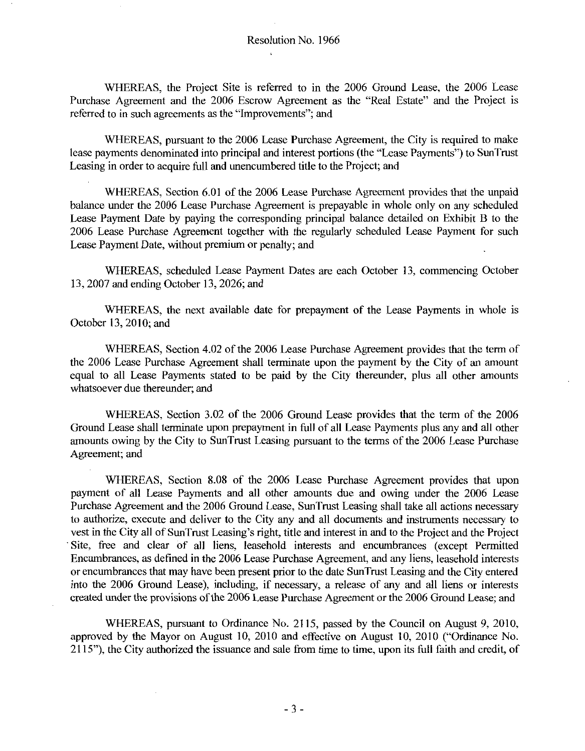WHEREAS, the Project Site is referred to in the 2006 Ground Lease, the 2006 Lease Purchase Agreement and the 2006 Escrow Agreement as the "Real Estate" and the Project is referred to in such agreements as the "Improvements"; and

WHEREAS, pursuant to the 2006 Lease Purchase Agreement, the City is required to make lease payments denominated into principal and interest portions (the "Lease Payments") to SunTrust Leasing in order to acquire full and unencumbered title to the Project; and

WHEREAS, Section 6.01 of the 2006 Lease Purchase Agreement provides that the unpaid balance under the 2006 Lease Purchase Agreement is prepayable in whole only on any scheduled Lease Payment Date by paying the corresponding principal balance detailed on Exhibit B to the 2006 Lease Purchase Agreement together with the regularly scheduled Lease Payment for such Lease Payment Date, without premium or penalty; and

WHEREAS, scheduled Lease Payment Dates are each October 13, commencing October 13, 2007 and ending October 13, 2026; and

WHEREAS, the next available date for prepayment of the Lease Payments in whole is October 13, 2010; and

WHEREAS, Section 4.02 of the 2006 Lease Purchase Agreement provides that the term of the 2006 Lease Purchase Agreement shall terminate upon the payment by the City of an amount equal to all Lease Payments stated to be paid by the City thereunder, plus all other amounts whatsoever due thereunder; and

WHEREAS, Section 3.02 of the 2006 Ground Lease provides that the term of the 2006 Ground Lease shall terminate upon prepayment in full of all Lease Payments plus any and all other amounts owing by the City to SunTrust Leasing pursuant to the terms of the 2006 Lease Purchase Agreement; and

WHEREAS, Section 8.08 of the 2006 Lease Purchase Agreement provides that upon payment of all Lease Payments and all other amounts due and owing under the 2006 Lease Purchase Agreement and the 2006 Ground Lease, SunTrust Leasing shall take all actions necessary to authorize, execute and deliver to the City any and all documents and instruments necessary to vest in the City all of SunTrust Leasing's right, title and interest in and to the Project and the Project Site, free and clear of all liens, leasehold interests and encumbrances (except Permitted Encumbrances, as defined in the 2006 Lease Purchase Agreement, and any liens, leasehold interests or encumbrances that may have been present prior to the date SunTrust Leasing and the City entered into the 2006 Ground Lease), including, if necessary, a release of any and all liens or interests created under the provisions of the 2006 Lease Purchase Agreement or the 2006 Ground Lease; and

WHEREAS, pursuant to Ordinance No. 2115, passed by the Council on August 9, 2010, approved by the Mayor on August 10, 2010 and effective on August 10, 2010 ("Ordinance No. 2115"), the City authorized the issuance and sale from time to time, upon its full faith and credit, of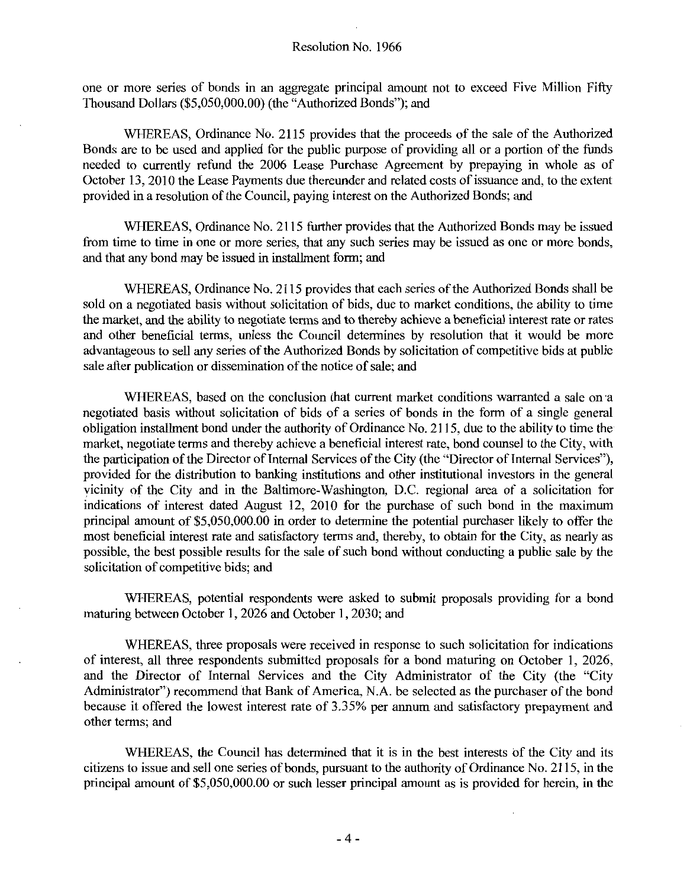one or more series of bonds in an aggregate principal amount not to exceed Five Million Fifty Thousand Dollars ($5,050,000.00) (the "Authorized Bonds"); and

WHEREAS, Ordinance No. 2115 provides that the proceeds of the sale of the Authorized Bonds are to be used and applied for the public purpose of providing all or a portion of the funds needed to currently refund the 2006 Lease Purchase Agreement by prepaying in whole as of October 13, 2010 the Lease Payments due thereunder and related costs of issuance and, to the extent provided in a resolution of the Council, paying interest on the Authorized Bonds; and

WHEREAS, Ordinance No. 2115 further provides that the Authorized Bonds may be issued from time to time in one or more series, that any such series may be issued as one or more bonds, and that any bond may be issued in installment form; and

WHEREAS, Ordinance No. 2115 provides that each series of the Authorized Bonds shall be sold on a negotiated basis without solicitation of bids, due to market conditions, the ability to time the market, and the ability to negotiate terms and to thereby achieve a beneficial interest rate or rates and other beneficial terms, unless the Council determines by resolution that it would be more advantageous to sell any series of the Authorized Bonds by solicitation of competitive bids at public sale after publication or dissemination of the notice of sale; and

WHEREAS, based on the conclusion that current market conditions warranted a sale on a negotiated basis without solicitation of bids of a series of bonds in the form of a single general obligation installment bond under the authority of Ordinance No. 2115, due to the ability to time the market, negotiate terms and thereby achieve a beneficial interest rate, bond counsel to the City, with the participation of the Director of Internal Services of the City (the "Director of Internal Services"), provided for the distribution to banking institutions and other institutional investors in the general vicinity of the City and in the Baltimore-Washington, D.C. regional area of a solicitation for indications of interest dated August 12, 2010 for the purchase of such bond in the maximum principal amount of $5,050,000.00 in order to determine the potential purchaser likely to offer the most beneficial interest rate and satisfactory terms and, thereby, to obtain for the City, as nearly as possible, the best possible results for the sale of such bond without conducting a public sale by the solicitation of competitive bids; and

WHEREAS, potential respondents were asked to submit proposals providing for a bond maturing between October 1, 2026 and October 1, 2030; and

WHEREAS, three proposals were received in response to such solicitation for indications of interest, all three respondents submitted proposals for a bond maturing on October 1, 2026, and the Director of Internal Services and the City Administrator of the City (the "City Administrator") recommend that Bank of America, N.A. be selected as the purchaser of the bond because it offered the lowest interest rate of 3.35% per annum and satisfactory prepayment and other terms; and

WHEREAS, the Council has determined that it is in the best interests of the City and its citizens to issue and sell one series of bonds, pursuant to the authority of Ordinance No. 2115, in the principal amount of $5,050,000.00 or such lesser principal amount as is provided for herein, in the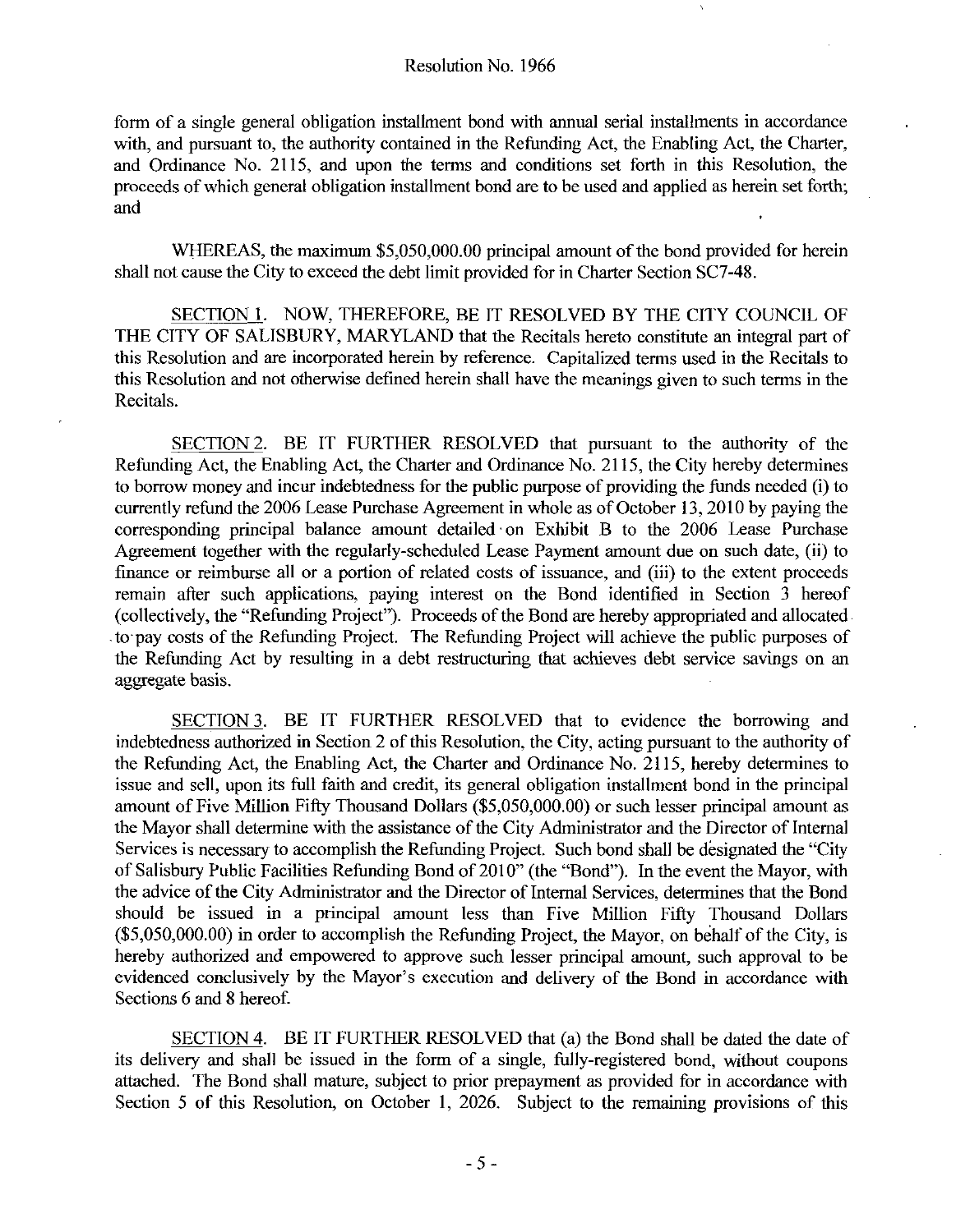form of a single general obligation installment bond with annual serial installments in accordance with, and pursuant to, the authority contained in the Refunding Act, the Enabling Act, the Charter, and Ordinance No. 2115, and upon the terms and conditions set forth in this Resolution, the proceeds of which general obligation installment bond are to be used and applied as herein set forth; and

WHEREAS, the maximum $5,050,000.00 principal amount of the bond provided for herein shall not cause the City to exceed the debt limit provided for in Charter Section SC7-48.

SECTION 1. NOW, THEREFORE, BE IT RESOLVED BY THE CITY COUNCIL OF THE CITY OF SALISBURY, MARYLAND that the Recitals hereto constitute an integral part of this Resolution and are incorporated herein by reference. Capitalized terms used in the Recitals to this Resolution and not otherwise defined herein shall have the meanings given to such terms in the Recitals.

SECTION 2. BE IT FURTHER RESOLVED that pursuant to the authority of the Refunding Act, the Enabling Act, the Charter and Ordinance No. 2115, the City hereby determines to borrow money and incur indebtedness for the public purpose of providing the funds needed (i) to currently refund the 2006 Lease Purchase Agreement in whole as of October 13, 2010 by paying the corresponding principal balance amount detailed on Exhibit B to the 2006 Lease Purchase Agreement together with the regularly-scheduled Lease Payment amount due on such date, (ii) to finance or reimburse all or a portion of related costs of issuance, and (iii) to the extent proceeds remain after such applications, paying interest on the Bond identified in Section 3 hereof (collectively, the "Refunding Project"). Proceeds of the Bond are hereby appropriated and allocated to pay costs of the Refunding Project. The Refunding Project will achieve the public purposes of the Refunding Act by resulting in a debt restructuring that achieves debt service savings on an aggregate basis.

SECTION 3. BE IT FURTHER RESOLVED that to evidence the borrowing and indebtedness authorized in Section 2 of this Resolution, the City, acting pursuant to the authority of the Refunding Act, the Enabling Act, the Charter and Ordinance No. 2115, hereby determines to issue and sell, upon its full faith and credit, its general obligation installment bond in the principal amount of Five Million Fifty Thousand Dollars ($5,050,000.00) or such lesser principal amount as the Mayor shall determine with the assistance of the City Administrator and the Director of Internal Services is necessary to accomplish the Refunding Project. Such bond shall be designated the "City of Salisbury Public Facilities Refunding Bond of 2010" (the "Bond"). In the event the Mayor, with the advice of the City Administrator and the Director of Internal Services, determines that the Bond should be issued in a principal amount less than Five Million Fifty Thousand Dollars ($5,050,000.00) in order to accomplish the Refunding Project, the Mayor, on behalf of the City, is hereby authorized and empowered to approve such lesser principal amount, such approval to be evidenced conclusively by the Mayor's execution and delivery of the Bond in accordance with Sections 6 and 8 hereof.

SECTION 4. BE IT FURTHER RESOLVED that (a) the Bond shall be dated the date of its delivery and shall be issued in the form of a single, fully-registered bond, without coupons attached. The Bond shall mature, subject to prior prepayment as provided for in accordance with Section 5 of this Resolution, on October 1, 2026. Subject to the remaining provisions of this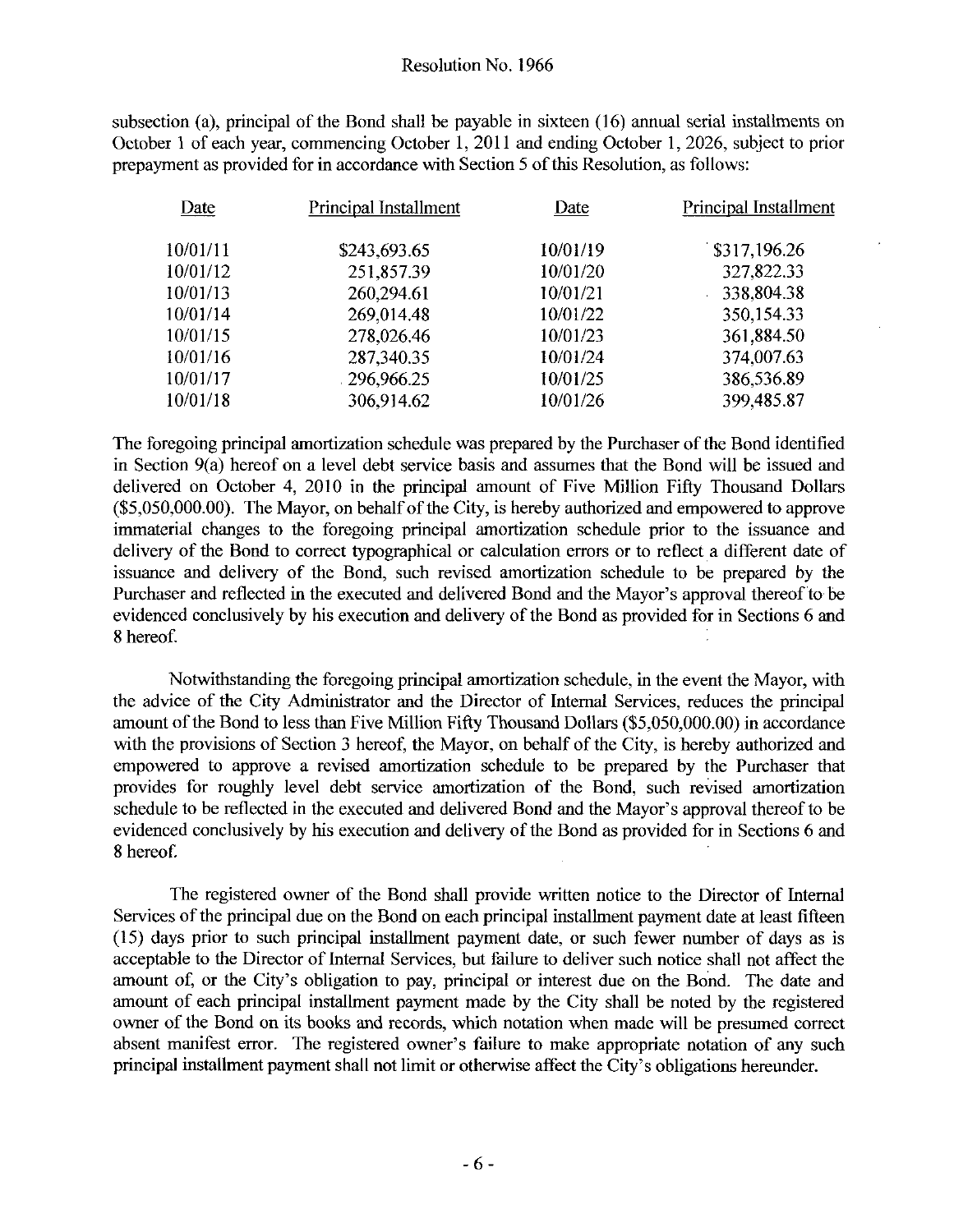subsection (a), principal of the Bond shall be payable in sixteen (16) annual serial installments on October 1 of each year, commencing October 1, 2011 and ending October 1, 2026, subject to prior prepayment as provided for in accordance with Section 5 of this Resolution, as follows:

| Date | Principal Installment | Date | Principal Installment |
|---|---|---|---|
| 10/01/11 | $243,693.65 | 10/01/19 | $317,196.26 |
| 10/01/12 | 251,857.39 | 10/01/20 | 327,822.33 |
| 10/01/13 | 260,294.61 | 10/01/21 | 338,804.38 |
| 10/01/14 | 269,014.48 | 10/01/22 | 350,154.33 |
| 10/01/15 | 278,026.46 | 10/01/23 | 361,884.50 |
| 10/01/16 | 287,340.35 | 10/01/24 | 374,007.63 |
| 10/01/17 | 296,966.25 | 10/01/25 | 386,536.89 |
| 10/01/18 | 306,914.62 | 10/01/26 | 399,485.87 |

The foregoing principal amortization schedule was prepared by the Purchaser of the Bond identified in Section 9(a) hereof on a level debt service basis and assumes that the Bond will be issued and delivered on October 4, 2010 in the principal amount of Five Million Fifty Thousand Dollars ($5,050,000.00). The Mayor, on behalf of the City, is hereby authorized and empowered to approve immaterial changes to the foregoing principal amortization schedule prior to the issuance and delivery of the Bond to correct typographical or calculation errors or to reflect a different date of issuance and delivery of the Bond, such revised amortization schedule to be prepared by the Purchaser and reflected in the executed and delivered Bond and the Mayor's approval thereof to be evidenced conclusively by his execution and delivery of the Bond as provided for in Sections 6 and 8 hereof.

Notwithstanding the foregoing principal amortization schedule, in the event the Mayor, with the advice of the City Administrator and the Director of Internal Services, reduces the principal amount of the Bond to less than Five Million Fifty Thousand Dollars ($5,050,000.00) in accordance with the provisions of Section 3 hereof, the Mayor, on behalf of the City, is hereby authorized and empowered to approve a revised amortization schedule to be prepared by the Purchaser that provides for roughly level debt service amortization of the Bond, such revised amortization schedule to be reflected in the executed and delivered Bond and the Mayor's approval thereof to be evidenced conclusively by his execution and delivery of the Bond as provided for in Sections 6 and 8 hereof.

The registered owner of the Bond shall provide written notice to the Director of Internal Services of the principal due on the Bond on each principal installment payment date at least fifteen (15) days prior to such principal installment payment date, or such fewer number of days as is acceptable to the Director of Internal Services, but failure to deliver such notice shall not affect the amount of, or the City's obligation to pay, principal or interest due on the Bond. The date and amount of each principal installment payment made by the City shall be noted by the registered owner of the Bond on its books and records, which notation when made will be presumed correct absent manifest error. The registered owner's failure to make appropriate notation of any such principal installment payment shall not limit or otherwise affect the City's obligations hereunder.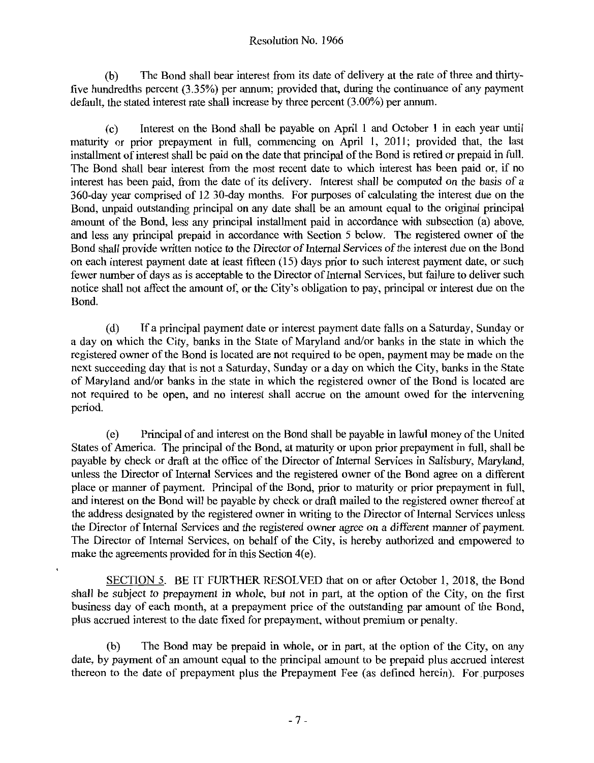(b) The Bond shall bear interest from its date of delivery at the rate of three and thirty-five hundredths percent (3.35%) per annum; provided that, during the continuance of any payment default, the stated interest rate shall increase by three percent (3.00%) per annum.

(c) Interest on the Bond shall be payable on April 1 and October 1 in each year until maturity or prior prepayment in full, commencing on April 1, 2011; provided that, the last installment of interest shall be paid on the date that principal of the Bond is retired or prepaid in full. The Bond shall bear interest from the most recent date to which interest has been paid or, if no interest has been paid, from the date of its delivery. Interest shall be computed on the basis of a 360-day year comprised of 12 30-day months. For purposes of calculating the interest due on the Bond, unpaid outstanding principal on any date shall be an amount equal to the original principal amount of the Bond, less any principal installment paid in accordance with subsection (a) above, and less any principal prepaid in accordance with Section 5 below. The registered owner of the Bond shall provide written notice to the Director of Internal Services of the interest due on the Bond on each interest payment date at least fifteen (15) days prior to such interest payment date, or such fewer number of days as is acceptable to the Director of Internal Services, but failure to deliver such notice shall not affect the amount of, or the City's obligation to pay, principal or interest due on the Bond.

(d) If a principal payment date or interest payment date falls on a Saturday, Sunday or a day on which the City, banks in the State of Maryland and/or banks in the state in which the registered owner of the Bond is located are not required to be open, payment may be made on the next succeeding day that is not a Saturday, Sunday or a day on which the City, banks in the State of Maryland and/or banks in the state in which the registered owner of the Bond is located are not required to be open, and no interest shall accrue on the amount owed for the intervening period.

(e) Principal of and interest on the Bond shall be payable in lawful money of the United States of America. The principal of the Bond, at maturity or upon prior prepayment in full, shall be payable by check or draft at the office of the Director of Internal Services in Salisbury, Maryland, unless the Director of Internal Services and the registered owner of the Bond agree on a different place or manner of payment. Principal of the Bond, prior to maturity or prior prepayment in full, and interest on the Bond will be payable by check or draft mailed to the registered owner thereof at the address designated by the registered owner in writing to the Director of Internal Services unless the Director of Internal Services and the registered owner agree on a different manner of payment. The Director of Internal Services, on behalf of the City, is hereby authorized and empowered to make the agreements provided for in this Section 4(e).

SECTION 5. BE IT FURTHER RESOLVED that on or after October 1, 2018, the Bond shall be subject to prepayment in whole, but not in part, at the option of the City, on the first business day of each month, at a prepayment price of the outstanding par amount of the Bond, plus accrued interest to the date fixed for prepayment, without premium or penalty.

(b) The Bond may be prepaid in whole, or in part, at the option of the City, on any date, by payment of an amount equal to the principal amount to be prepaid plus accrued interest thereon to the date of prepayment plus the Prepayment Fee (as defined herein). For purposes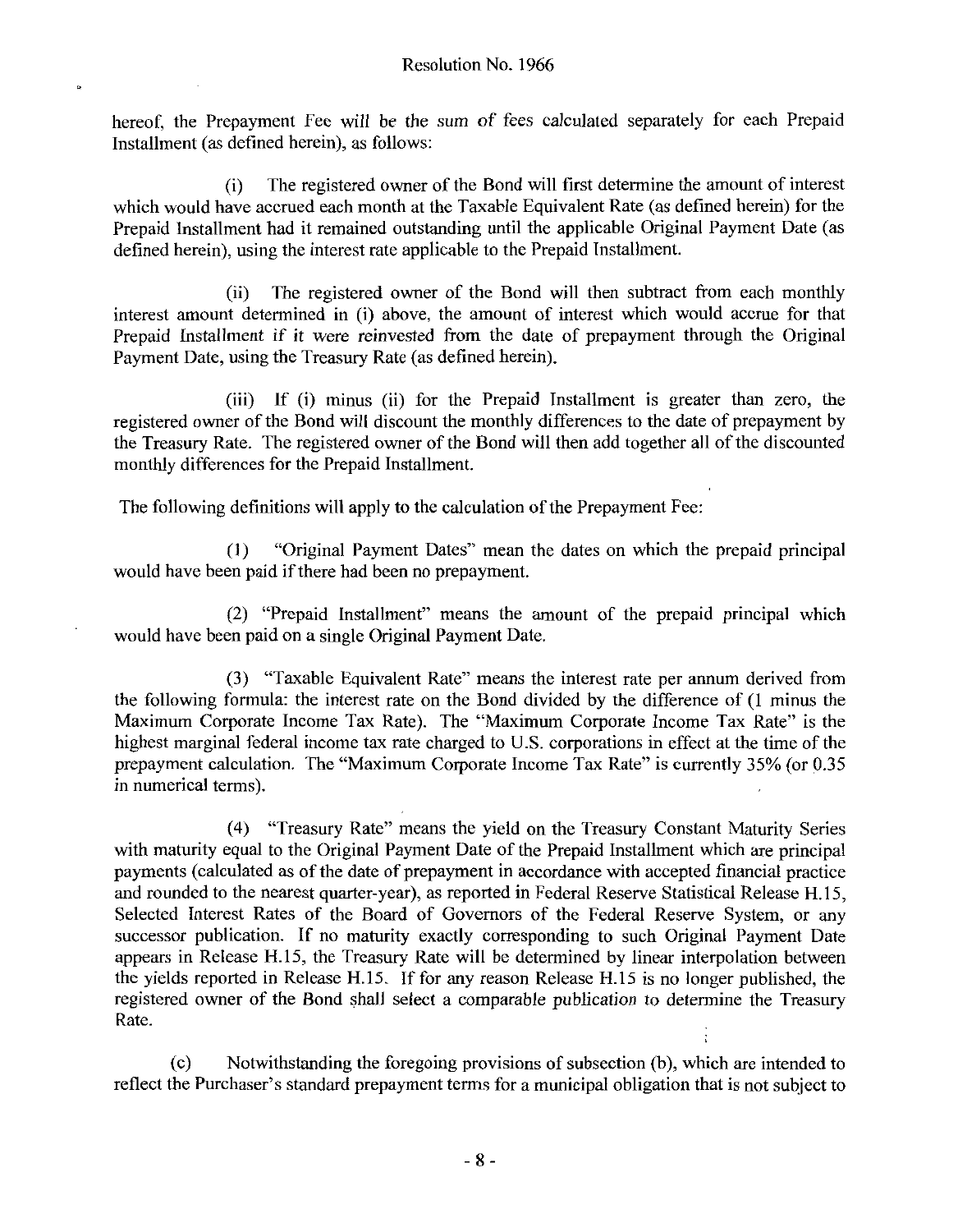hereof, the Prepayment Fee will be the sum of fees calculated separately for each Prepaid Installment (as defined herein), as follows:

(i) The registered owner of the Bond will first determine the amount of interest which would have accrued each month at the Taxable Equivalent Rate (as defined herein) for the Prepaid Installment had it remained outstanding until the applicable Original Payment Date (as defined herein), using the interest rate applicable to the Prepaid Installment.

(ii) The registered owner of the Bond will then subtract from each monthly interest amount determined in (i) above, the amount of interest which would accrue for that Prepaid Installment if it were reinvested from the date of prepayment through the Original Payment Date, using the Treasury Rate (as defined herein).

(iii) If (i) minus (ii) for the Prepaid Installment is greater than zero, the registered owner of the Bond will discount the monthly differences to the date of prepayment by the Treasury Rate. The registered owner of the Bond will then add together all of the discounted monthly differences for the Prepaid Installment.

The following definitions will apply to the calculation of the Prepayment Fee:

(1) "Original Payment Dates" mean the dates on which the prepaid principal would have been paid if there had been no prepayment.

(2) "Prepaid Installment" means the amount of the prepaid principal which would have been paid on a single Original Payment Date.

(3) "Taxable Equivalent Rate" means the interest rate per annum derived from the following formula: the interest rate on the Bond divided by the difference of (1 minus the Maximum Corporate Income Tax Rate). The "Maximum Corporate Income Tax Rate" is the highest marginal federal income tax rate charged to U.S. corporations in effect at the time of the prepayment calculation. The "Maximum Corporate Income Tax Rate" is currently 35% (or 0.35 in numerical terms).

(4) "Treasury Rate" means the yield on the Treasury Constant Maturity Series with maturity equal to the Original Payment Date of the Prepaid Installment which are principal payments (calculated as of the date of prepayment in accordance with accepted financial practice and rounded to the nearest quarter-year), as reported in Federal Reserve Statistical Release H.15, Selected Interest Rates of the Board of Governors of the Federal Reserve System, or any successor publication. If no maturity exactly corresponding to such Original Payment Date appears in Release H.15, the Treasury Rate will be determined by linear interpolation between the yields reported in Release H.15. If for any reason Release H.15 is no longer published, the registered owner of the Bond shall select a comparable publication to determine the Treasury Rate.

(c) Notwithstanding the foregoing provisions of subsection (b), which are intended to reflect the Purchaser's standard prepayment terms for a municipal obligation that is not subject to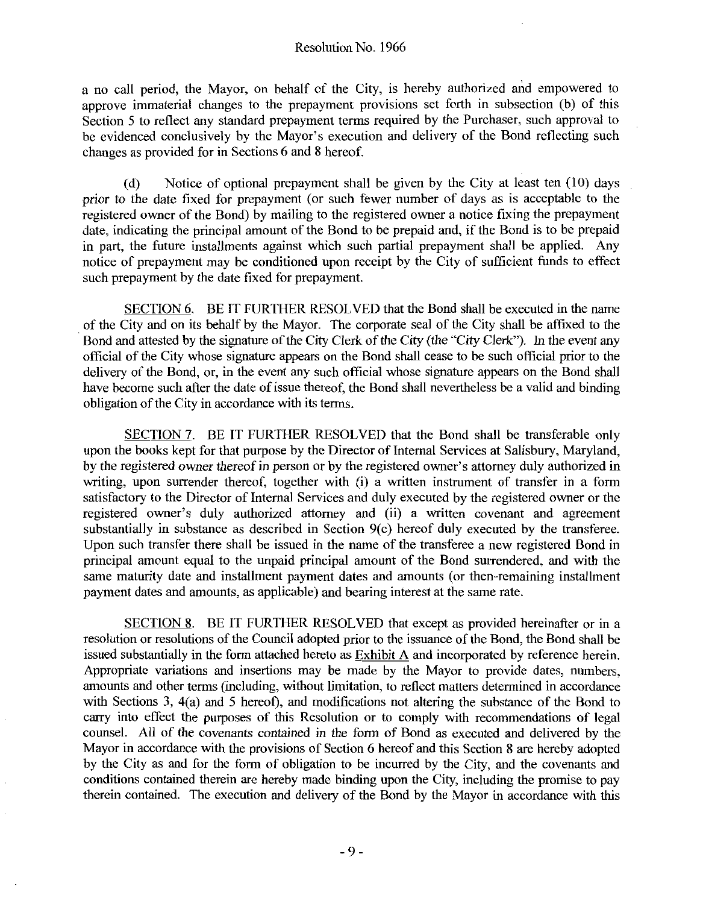a no call period, the Mayor, on behalf of the City, is hereby authorized and empowered to approve immaterial changes to the prepayment provisions set forth in subsection (b) of this Section 5 to reflect any standard prepayment terms required by the Purchaser, such approval to be evidenced conclusively by the Mayor's execution and delivery of the Bond reflecting such changes as provided for in Sections 6 and 8 hereof.

(d) Notice of optional prepayment shall be given by the City at least ten (10) days prior to the date fixed for prepayment (or such fewer number of days as is acceptable to the registered owner of the Bond) by mailing to the registered owner a notice fixing the prepayment date, indicating the principal amount of the Bond to be prepaid and, if the Bond is to be prepaid in part, the future installments against which such partial prepayment shall be applied. Any notice of prepayment may be conditioned upon receipt by the City of sufficient funds to effect such prepayment by the date fixed for prepayment.

SECTION 6. BE IT FURTHER RESOLVED that the Bond shall be executed in the name of the City and on its behalf by the Mayor. The corporate seal of the City shall be affixed to the Bond and attested by the signature of the City Clerk of the City (the "City Clerk"). In the event any official of the City whose signature appears on the Bond shall cease to be such official prior to the delivery of the Bond, or, in the event any such official whose signature appears on the Bond shall have become such after the date of issue thereof, the Bond shall nevertheless be a valid and binding obligation of the City in accordance with its terms.

SECTION 7. BE IT FURTHER RESOLVED that the Bond shall be transferable only upon the books kept for that purpose by the Director of Internal Services at Salisbury, Maryland, by the registered owner thereof in person or by the registered owner's attorney duly authorized in writing, upon surrender thereof, together with (i) a written instrument of transfer in a form satisfactory to the Director of Internal Services and duly executed by the registered owner or the registered owner's duly authorized attorney and (ii) a written covenant and agreement substantially in substance as described in Section 9(c) hereof duly executed by the transferee. Upon such transfer there shall be issued in the name of the transferee a new registered Bond in principal amount equal to the unpaid principal amount of the Bond surrendered, and with the same maturity date and installment payment dates and amounts (or then-remaining installment payment dates and amounts, as applicable) and bearing interest at the same rate.

SECTION 8. BE IT FURTHER RESOLVED that except as provided hereinafter or in a resolution or resolutions of the Council adopted prior to the issuance of the Bond, the Bond shall be issued substantially in the form attached hereto as Exhibit A and incorporated by reference herein. Appropriate variations and insertions may be made by the Mayor to provide dates, numbers, amounts and other terms (including, without limitation, to reflect matters determined in accordance with Sections 3, 4(a) and 5 hereof), and modifications not altering the substance of the Bond to carry into effect the purposes of this Resolution or to comply with recommendations of legal counsel. All of the covenants contained in the form of Bond as executed and delivered by the Mayor in accordance with the provisions of Section 6 hereof and this Section 8 are hereby adopted by the City as and for the form of obligation to be incurred by the City, and the covenants and conditions contained therein are hereby made binding upon the City, including the promise to pay therein contained. The execution and delivery of the Bond by the Mayor in accordance with this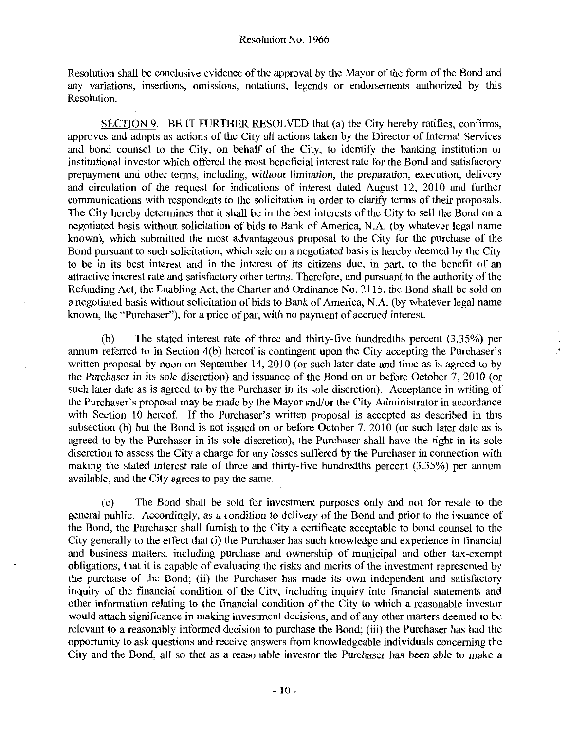Resolution shall be conclusive evidence of the approval by the Mayor of the form of the Bond and any variations, insertions, omissions, notations, legends or endorsements authorized by this Resolution.

SECTION 9. BE IT FURTHER RESOLVED that (a) the City hereby ratifies, confirms, approves and adopts as actions of the City all actions taken by the Director of Internal Services and bond counsel to the City, on behalf of the City, to identify the banking institution or institutional investor which offered the most beneficial interest rate for the Bond and satisfactory prepayment and other terms, including, *without limitation*, the preparation, execution, delivery and circulation of the request for indications of interest dated August 12, 2010 and further communications with respondents to the solicitation in order to clarify terms of their proposals. The City hereby determines that it shall be in the best interests of the City to sell the Bond on a negotiated basis without solicitation of bids to Bank of America, N.A. (by whatever legal name known), which submitted the most advantageous proposal to the City for the purchase of the Bond pursuant to such solicitation, which sale on a negotiated basis is hereby deemed by the City to be in its best interest and in the interest of its citizens due, in part, to the benefit of an attractive interest rate and satisfactory other terms. Therefore, and pursuant to the authority of the Refunding Act, the Enabling Act, the Charter and Ordinance No. 2115, the Bond shall be sold on a negotiated basis without solicitation of bids to Bank of America, N.A. (by whatever legal name known, the "Purchaser"), for a price of par, with no payment of accrued interest.

(b) The stated interest rate of three and thirty-five hundredths percent (3.35%) per annum referred to in Section 4(b) hereof is contingent upon the City accepting the Purchaser's written proposal by noon on September 14, 2010 (or such later date and time as is agreed to by the Purchaser in its sole discretion) and issuance of the Bond on or before October 7, 2010 (or such later date as is agreed to by the Purchaser in its sole discretion). Acceptance in writing of the Purchaser's proposal may be made by the Mayor and/or the City Administrator in accordance with Section 10 hereof. If the Purchaser's written proposal is accepted as described in this subsection (b) but the Bond is not issued on or before October 7, 2010 (or such later date as is agreed to by the Purchaser in its sole discretion), the Purchaser shall have the right in its sole discretion to assess the City a charge for any losses suffered by the Purchaser in connection with making the stated interest rate of three and thirty-five hundredths percent (3.35%) per annum available, and the City agrees to pay the same.

(c) The Bond shall be sold for investment purposes only and not for resale to the general public. Accordingly, as a condition to delivery of the Bond and prior to the issuance of the Bond, the Purchaser shall furnish to the City a certificate acceptable to bond counsel to the City generally to the effect that (i) the Purchaser has such knowledge and experience in financial and business matters, including purchase and ownership of municipal and other tax-exempt obligations, that it is capable of evaluating the risks and merits of the investment represented by the purchase of the Bond; (ii) the Purchaser has made its own independent and satisfactory inquiry of the financial condition of the City, including inquiry into financial statements and other information relating to the financial condition of the City to which a reasonable investor would attach significance in making investment decisions, and of any other matters deemed to be relevant to a reasonably informed decision to purchase the Bond; (iii) the Purchaser has had the opportunity to ask questions and receive answers from knowledgeable individuals concerning the City and the Bond, all so that as a reasonable investor the Purchaser has been able to make a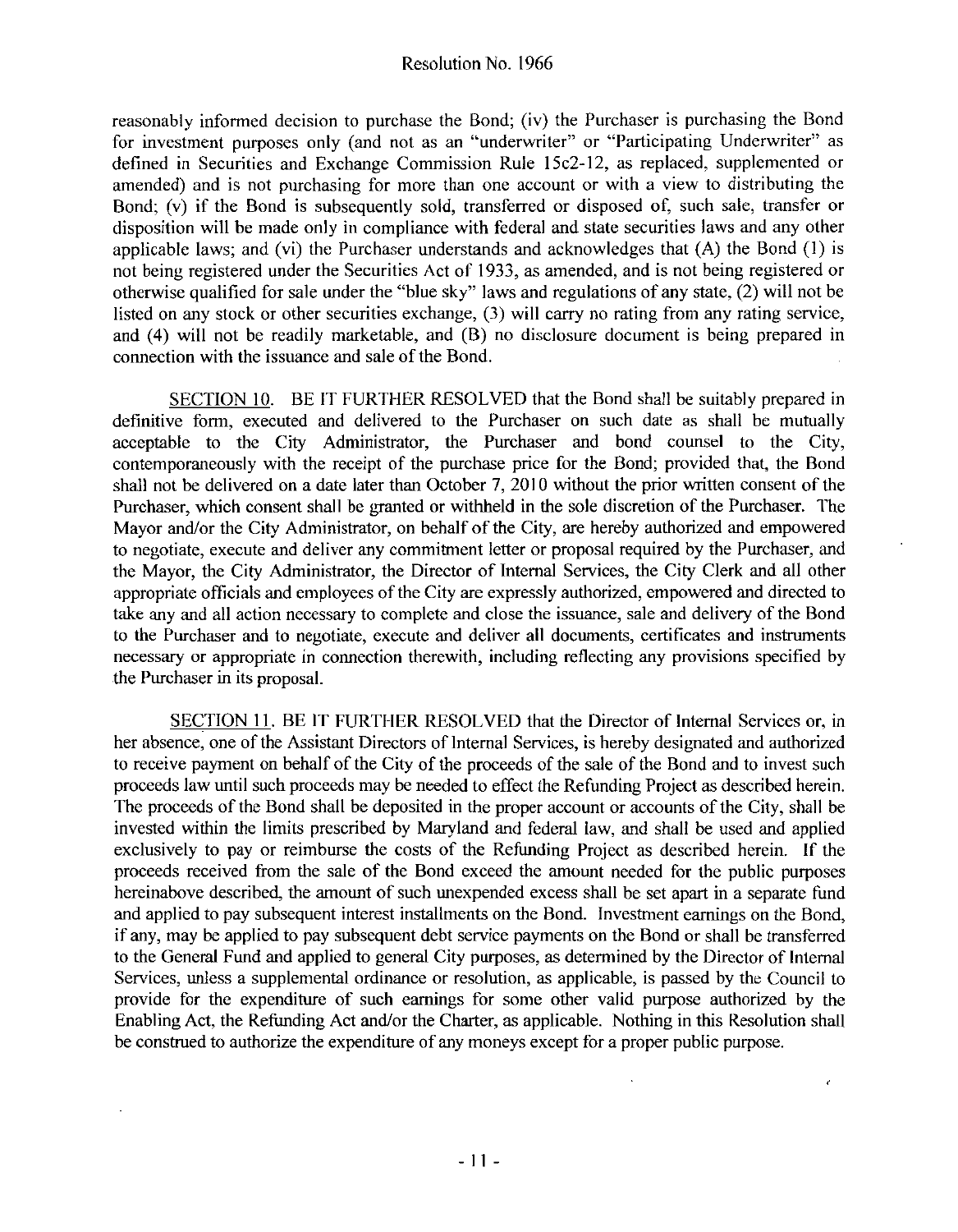reasonably informed decision to purchase the Bond; (iv) the Purchaser is purchasing the Bond for investment purposes only (and not as an "underwriter" or "Participating Underwriter" as defined in Securities and Exchange Commission Rule 15c2-12, as replaced, supplemented or amended) and is not purchasing for more than one account or with a view to distributing the Bond; (v) if the Bond is subsequently sold, transferred or disposed of, such sale, transfer or disposition will be made only in compliance with federal and state securities laws and any other applicable laws; and (vi) the Purchaser understands and acknowledges that (A) the Bond (1) is not being registered under the Securities Act of 1933, as amended, and is not being registered or otherwise qualified for sale under the "blue sky" laws and regulations of any state, (2) will not be listed on any stock or other securities exchange, (3) will carry no rating from any rating service, and (4) will not be readily marketable, and (B) no disclosure document is being prepared in connection with the issuance and sale of the Bond.

SECTION 10. BE IT FURTHER RESOLVED that the Bond shall be suitably prepared in definitive form, executed and delivered to the Purchaser on such date as shall be mutually acceptable to the City Administrator, the Purchaser and bond counsel to the City, contemporaneously with the receipt of the purchase price for the Bond; provided that, the Bond shall not be delivered on a date later than October 7, 2010 without the prior written consent of the Purchaser, which consent shall be granted or withheld in the sole discretion of the Purchaser. The Mayor and/or the City Administrator, on behalf of the City, are hereby authorized and empowered to negotiate, execute and deliver any commitment letter or proposal required by the Purchaser, and the Mayor, the City Administrator, the Director of Internal Services, the City Clerk and all other appropriate officials and employees of the City are expressly authorized, empowered and directed to take any and all action necessary to complete and close the issuance, sale and delivery of the Bond to the Purchaser and to negotiate, execute and deliver all documents, certificates and instruments necessary or appropriate in connection therewith, including reflecting any provisions specified by the Purchaser in its proposal.

SECTION 11. BE IT FURTHER RESOLVED that the Director of Internal Services or, in her absence, one of the Assistant Directors of Internal Services, is hereby designated and authorized to receive payment on behalf of the City of the proceeds of the sale of the Bond and to invest such proceeds law until such proceeds may be needed to effect the Refunding Project as described herein. The proceeds of the Bond shall be deposited in the proper account or accounts of the City, shall be invested within the limits prescribed by Maryland and federal law, and shall be used and applied exclusively to pay or reimburse the costs of the Refunding Project as described herein. If the proceeds received from the sale of the Bond exceed the amount needed for the public purposes hereinabove described, the amount of such unexpended excess shall be set apart in a separate fund and applied to pay subsequent interest installments on the Bond. Investment earnings on the Bond, if any, may be applied to pay subsequent debt service payments on the Bond or shall be transferred to the General Fund and applied to general City purposes, as determined by the Director of Internal Services, unless a supplemental ordinance or resolution, as applicable, is passed by the Council to provide for the expenditure of such earnings for some other valid purpose authorized by the Enabling Act, the Refunding Act and/or the Charter, as applicable. Nothing in this Resolution shall be construed to authorize the expenditure of any moneys except for a proper public purpose.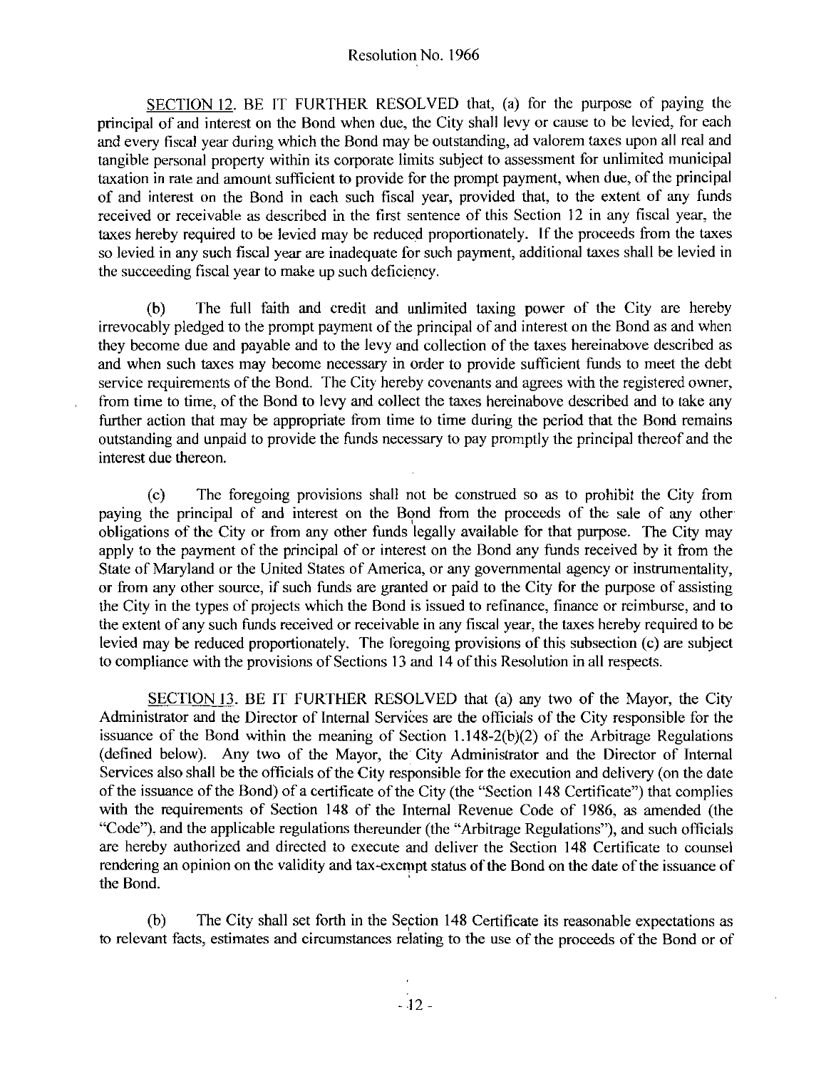SECTION 12. BE IT FURTHER RESOLVED that, (a) for the purpose of paying the principal of and interest on the Bond when due, the City shall levy or cause to be levied, for each and every fiscal year during which the Bond may be outstanding, ad valorem taxes upon all real and tangible personal property within its corporate limits subject to assessment for unlimited municipal taxation in rate and amount sufficient to provide for the prompt payment, when due, of the principal of and interest on the Bond in each such fiscal year, provided that, to the extent of any funds received or receivable as described in the first sentence of this Section 12 in any fiscal year, the taxes hereby required to be levied may be reduced proportionately. If the proceeds from the taxes so levied in any such fiscal year are inadequate for such payment, additional taxes shall be levied in the succeeding fiscal year to make up such deficiency.

(b) The full faith and credit and unlimited taxing power of the City are hereby irrevocably pledged to the prompt payment of the principal of and interest on the Bond as and when they become due and payable and to the levy and collection of the taxes hereinabove described as and when such taxes may become necessary in order to provide sufficient funds to meet the debt service requirements of the Bond. The City hereby covenants and agrees with the registered owner, from time to time, of the Bond to levy and collect the taxes hereinabove described and to take any further action that may be appropriate from time to time during the period that the Bond remains outstanding and unpaid to provide the funds necessary to pay promptly the principal thereof and the interest due thereon.

(c) The foregoing provisions shall not be construed so as to prohibit the City from paying the principal of and interest on the Bond from the proceeds of the sale of any other obligations of the City or from any other funds legally available for that purpose. The City may apply to the payment of the principal of or interest on the Bond any funds received by it from the State of Maryland or the United States of America, or any governmental agency or instrumentality, or from any other source, if such funds are granted or paid to the City for the purpose of assisting the City in the types of projects which the Bond is issued to refinance, finance or reimburse, and to the extent of any such funds received or receivable in any fiscal year, the taxes hereby required to be levied may be reduced proportionately. The foregoing provisions of this subsection (c) are subject to compliance with the provisions of Sections 13 and 14 of this Resolution in all respects.

SECTION 13. BE IT FURTHER RESOLVED that (a) any two of the Mayor, the City Administrator and the Director of Internal Services are the officials of the City responsible for the issuance of the Bond within the meaning of Section 1.148-2(b)(2) of the Arbitrage Regulations (defined below). Any two of the Mayor, the City Administrator and the Director of Internal Services also shall be the officials of the City responsible for the execution and delivery (on the date of the issuance of the Bond) of a certificate of the City (the "Section 148 Certificate") that complies with the requirements of Section 148 of the Internal Revenue Code of 1986, as amended (the "Code"), and the applicable regulations thereunder (the "Arbitrage Regulations"), and such officials are hereby authorized and directed to execute and deliver the Section 148 Certificate to counsel rendering an opinion on the validity and tax-exempt status of the Bond on the date of the issuance of the Bond.

(b) The City shall set forth in the Section 148 Certificate its reasonable expectations as to relevant facts, estimates and circumstances relating to the use of the proceeds of the Bond or of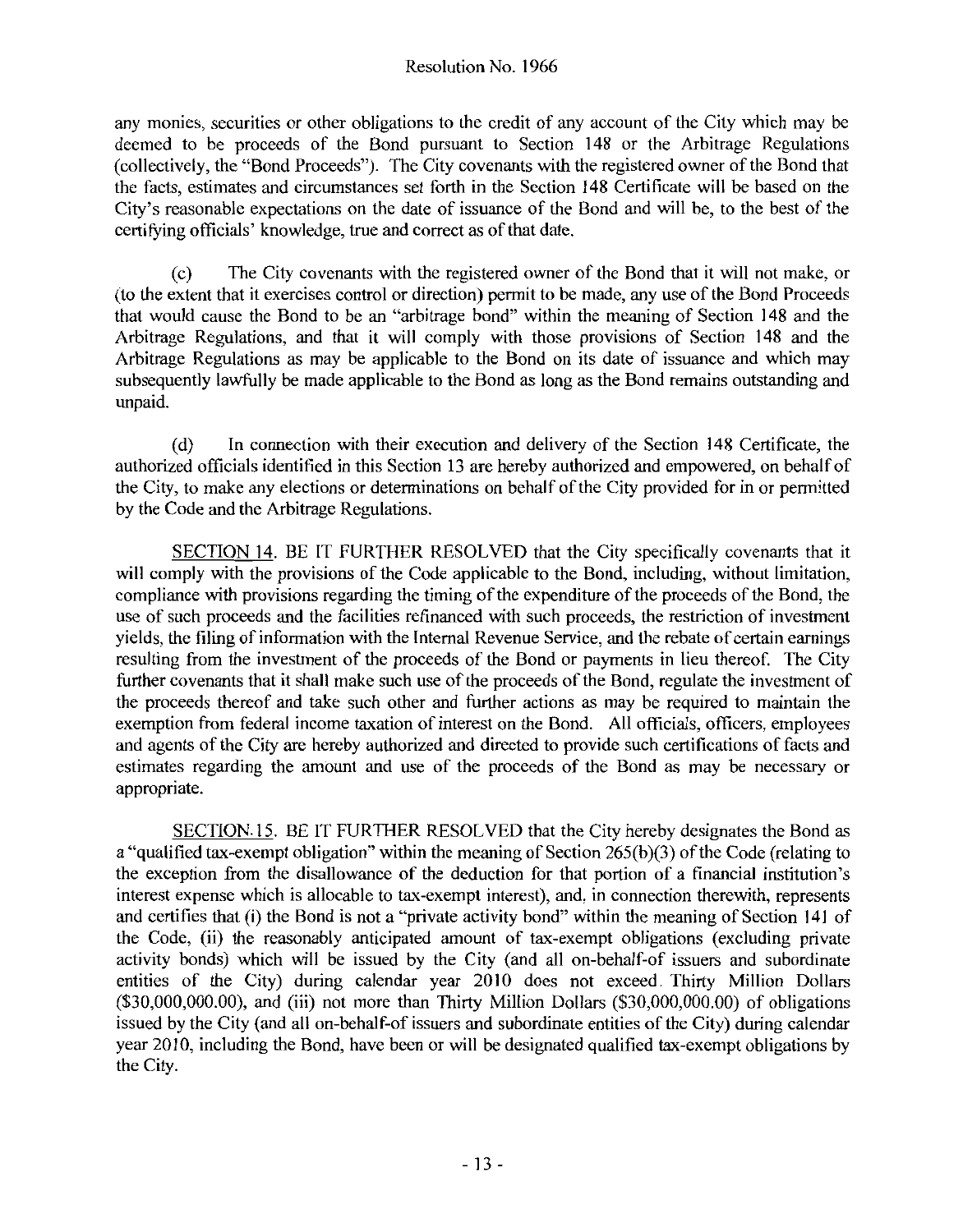any monies, securities or other obligations to the credit of any account of the City which may be deemed to be proceeds of the Bond pursuant to Section 148 or the Arbitrage Regulations (collectively, the "Bond Proceeds"). The City covenants with the registered owner of the Bond that the facts, estimates and circumstances set forth in the Section 148 Certificate will be based on the City's reasonable expectations on the date of issuance of the Bond and will be, to the best of the certifying officials' knowledge, true and correct as of that date.

(c) The City covenants with the registered owner of the Bond that it will not make, or (to the extent that it exercises control or direction) permit to be made, any use of the Bond Proceeds that would cause the Bond to be an "arbitrage bond" within the meaning of Section 148 and the Arbitrage Regulations, and that it will comply with those provisions of Section 148 and the Arbitrage Regulations as may be applicable to the Bond on its date of issuance and which may subsequently lawfully be made applicable to the Bond as long as the Bond remains outstanding and unpaid.

(d) In connection with their execution and delivery of the Section 148 Certificate, the authorized officials identified in this Section 13 are hereby authorized and empowered, on behalf of the City, to make any elections or determinations on behalf of the City provided for in or permitted by the Code and the Arbitrage Regulations.

SECTION 14. BE IT FURTHER RESOLVED that the City specifically covenants that it will comply with the provisions of the Code applicable to the Bond, including, without limitation, compliance with provisions regarding the timing of the expenditure of the proceeds of the Bond, the use of such proceeds and the facilities refinanced with such proceeds, the restriction of investment yields, the filing of information with the Internal Revenue Service, and the rebate of certain earnings resulting from the investment of the proceeds of the Bond or payments in lieu thereof. The City further covenants that it shall make such use of the proceeds of the Bond, regulate the investment of the proceeds thereof and take such other and further actions as may be required to maintain the exemption from federal income taxation of interest on the Bond. All officials, officers, employees and agents of the City are hereby authorized and directed to provide such certifications of facts and estimates regarding the amount and use of the proceeds of the Bond as may be necessary or appropriate.

SECTION 15. BE IT FURTHER RESOLVED that the City hereby designates the Bond as a "qualified tax-exempt obligation" within the meaning of Section 265(b)(3) of the Code (relating to the exception from the disallowance of the deduction for that portion of a financial institution's interest expense which is allocable to tax-exempt interest), and, in connection therewith, represents and certifies that (i) the Bond is not a "private activity bond" within the meaning of Section 141 of the Code, (ii) the reasonably anticipated amount of tax-exempt obligations (excluding private activity bonds) which will be issued by the City (and all on-behalf-of issuers and subordinate entities of the City) during calendar year 2010 does not exceed Thirty Million Dollars ($30,000,000.00), and (iii) not more than Thirty Million Dollars ($30,000,000.00) of obligations issued by the City (and all on-behalf-of issuers and subordinate entities of the City) during calendar year 2010, including the Bond, have been or will be designated qualified tax-exempt obligations by the City.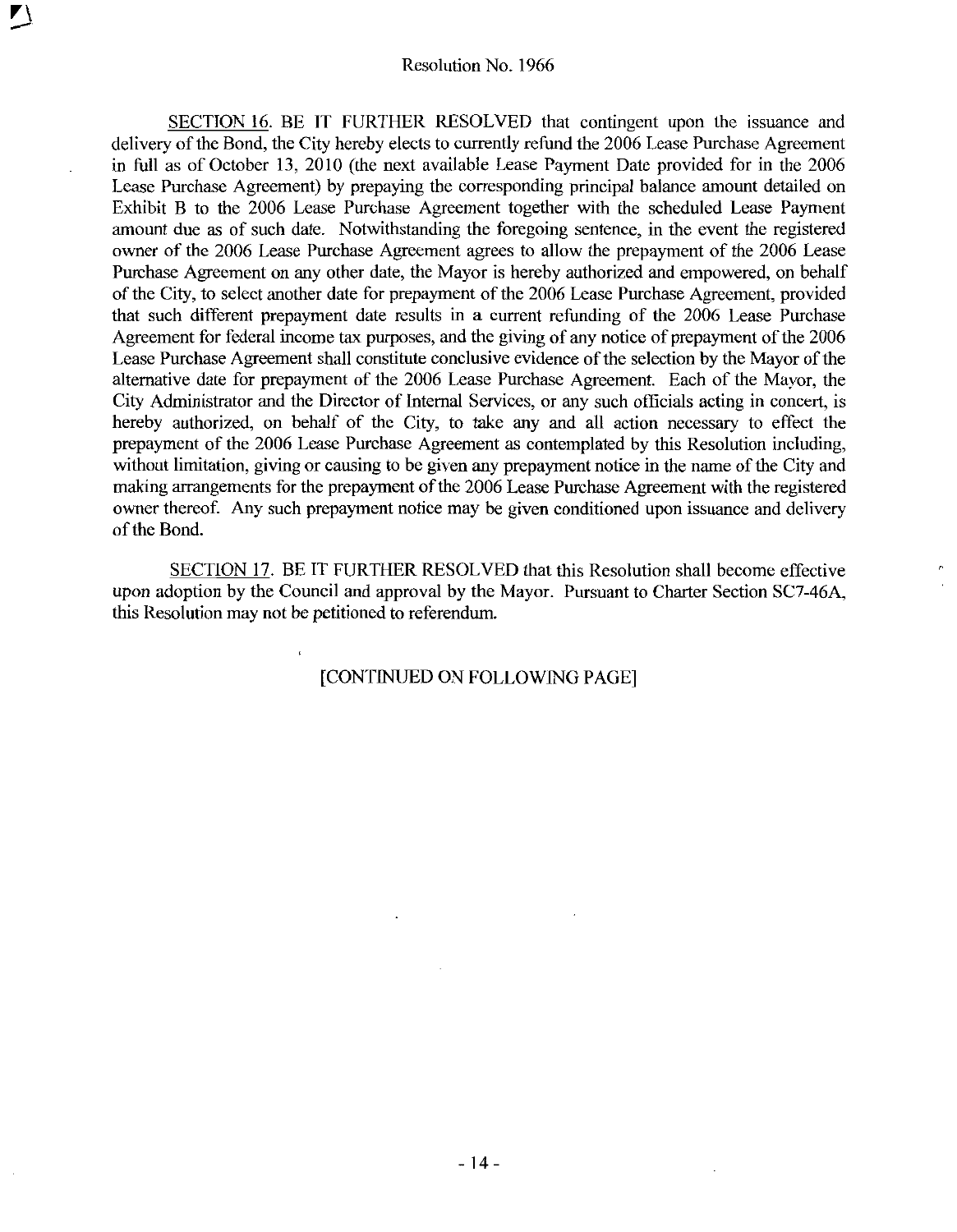SECTION 16. BE IT FURTHER RESOLVED that contingent upon the issuance and delivery of the Bond, the City hereby elects to currently refund the 2006 Lease Purchase Agreement in full as of October 13, 2010 (the next available Lease Payment Date provided for in the 2006 Lease Purchase Agreement) by prepaying the corresponding principal balance amount detailed on Exhibit B to the 2006 Lease Purchase Agreement together with the scheduled Lease Payment amount due as of such date. Notwithstanding the foregoing sentence, in the event the registered owner of the 2006 Lease Purchase Agreement agrees to allow the prepayment of the 2006 Lease Purchase Agreement on any other date, the Mayor is hereby authorized and empowered, on behalf of the City, to select another date for prepayment of the 2006 Lease Purchase Agreement, provided that such different prepayment date results in a current refunding of the 2006 Lease Purchase Agreement for federal income tax purposes, and the giving of any notice of prepayment of the 2006 Lease Purchase Agreement shall constitute conclusive evidence of the selection by the Mayor of the alternative date for prepayment of the 2006 Lease Purchase Agreement. Each of the Mayor, the City Administrator and the Director of Internal Services, or any such officials acting in concert, is hereby authorized, on behalf of the City, to take any and all action necessary to effect the prepayment of the 2006 Lease Purchase Agreement as contemplated by this Resolution including, without limitation, giving or causing to be given any prepayment notice in the name of the City and making arrangements for the prepayment of the 2006 Lease Purchase Agreement with the registered owner thereof. Any such prepayment notice may be given conditioned upon issuance and delivery of the Bond.

SECTION 17. BE IT FURTHER RESOLVED that this Resolution shall become effective upon adoption by the Council and approval by the Mayor. Pursuant to Charter Section SC7-46A, this Resolution may not be petitioned to referendum.

[CONTINUED ON FOLLOWING PAGE]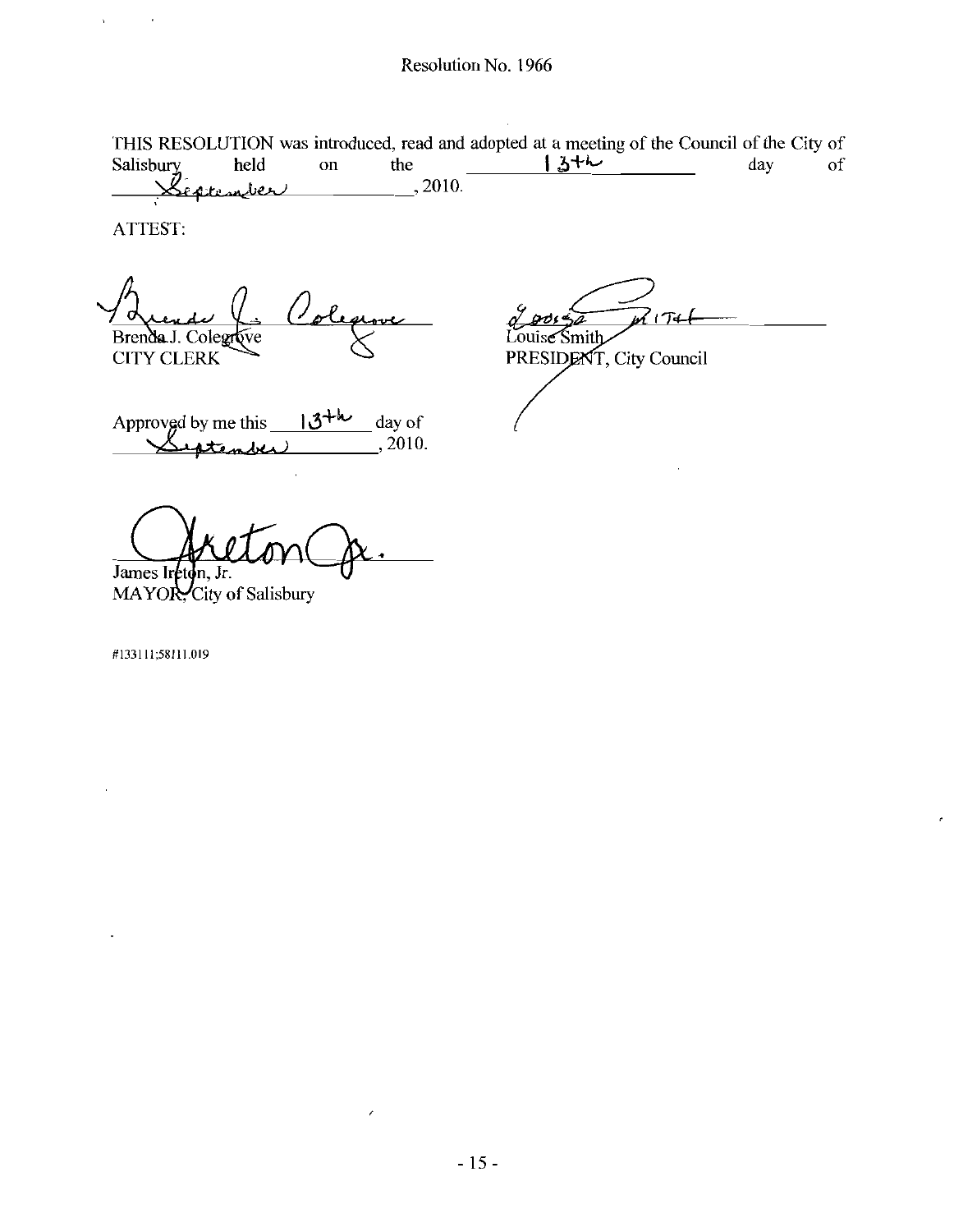Resolution No. 1966

THIS RESOLUTION was introduced, read and adopted at a meeting of the Council of the City of Salisbury held on the 13th day of September, 2010.

ATTEST:

Brenda J. Colegrove
CITY CLERK

Louise Smith
PRESIDENT, City Council

Approved by me this 13th day of September, 2010.

James Ireton, Jr.
MAYOR, City of Salisbury

#133111;58111.019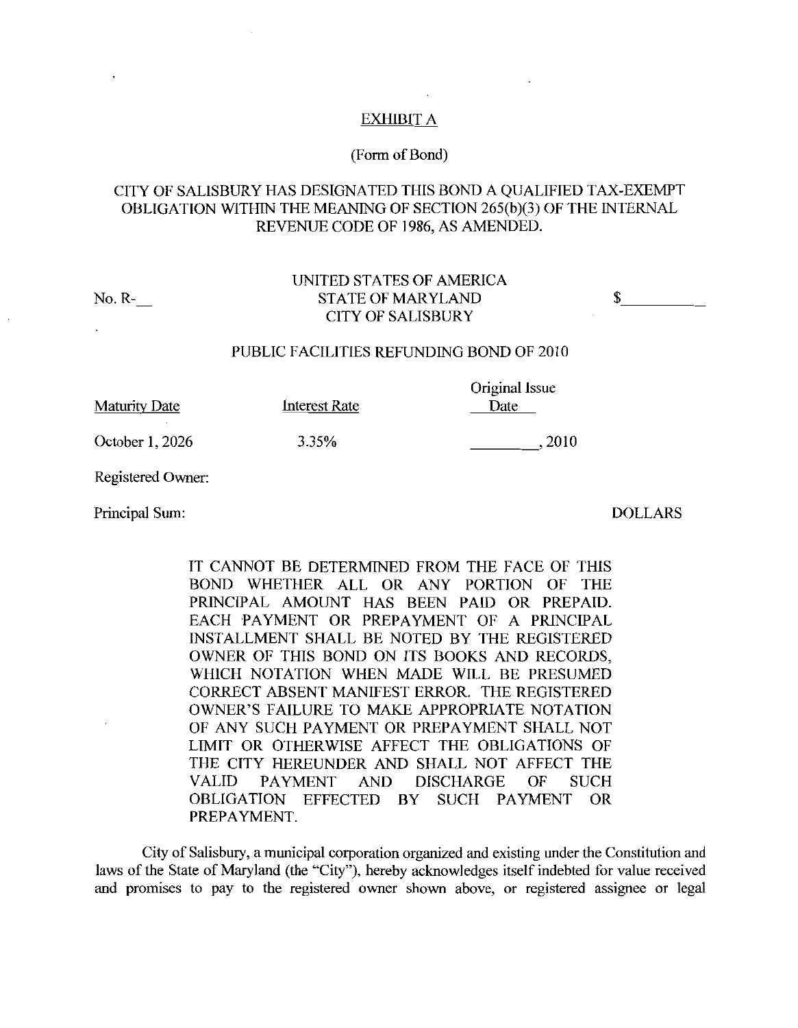EXHIBIT A

(Form of Bond)

CITY OF SALISBURY HAS DESIGNATED THIS BOND A QUALIFIED TAX-EXEMPT OBLIGATION WITHIN THE MEANING OF SECTION 265(b)(3) OF THE INTERNAL REVENUE CODE OF 1986, AS AMENDED.

No. R-__

UNITED STATES OF AMERICA
STATE OF MARYLAND
CITY OF SALISBURY

$__________

PUBLIC FACILITIES REFUNDING BOND OF 2010

| Maturity Date | Interest Rate | Original Issue Date |
|---|---|---|
| October 1, 2026 | 3.35% | __________, 2010 |

Registered Owner:

Principal Sum: DOLLARS

IT CANNOT BE DETERMINED FROM THE FACE OF THIS BOND WHETHER ALL OR ANY PORTION OF THE PRINCIPAL AMOUNT HAS BEEN PAID OR PREPAID. EACH PAYMENT OR PREPAYMENT OF A PRINCIPAL INSTALLMENT SHALL BE NOTED BY THE REGISTERED OWNER OF THIS BOND ON ITS BOOKS AND RECORDS, WHICH NOTATION WHEN MADE WILL BE PRESUMED CORRECT ABSENT MANIFEST ERROR. THE REGISTERED OWNER'S FAILURE TO MAKE APPROPRIATE NOTATION OF ANY SUCH PAYMENT OR PREPAYMENT SHALL NOT LIMIT OR OTHERWISE AFFECT THE OBLIGATIONS OF THE CITY HEREUNDER AND SHALL NOT AFFECT THE VALID PAYMENT AND DISCHARGE OF SUCH OBLIGATION EFFECTED BY SUCH PAYMENT OR PREPAYMENT.

City of Salisbury, a municipal corporation organized and existing under the Constitution and laws of the State of Maryland (the "City"), hereby acknowledges itself indebted for value received and promises to pay to the registered owner shown above, or registered assignee or legal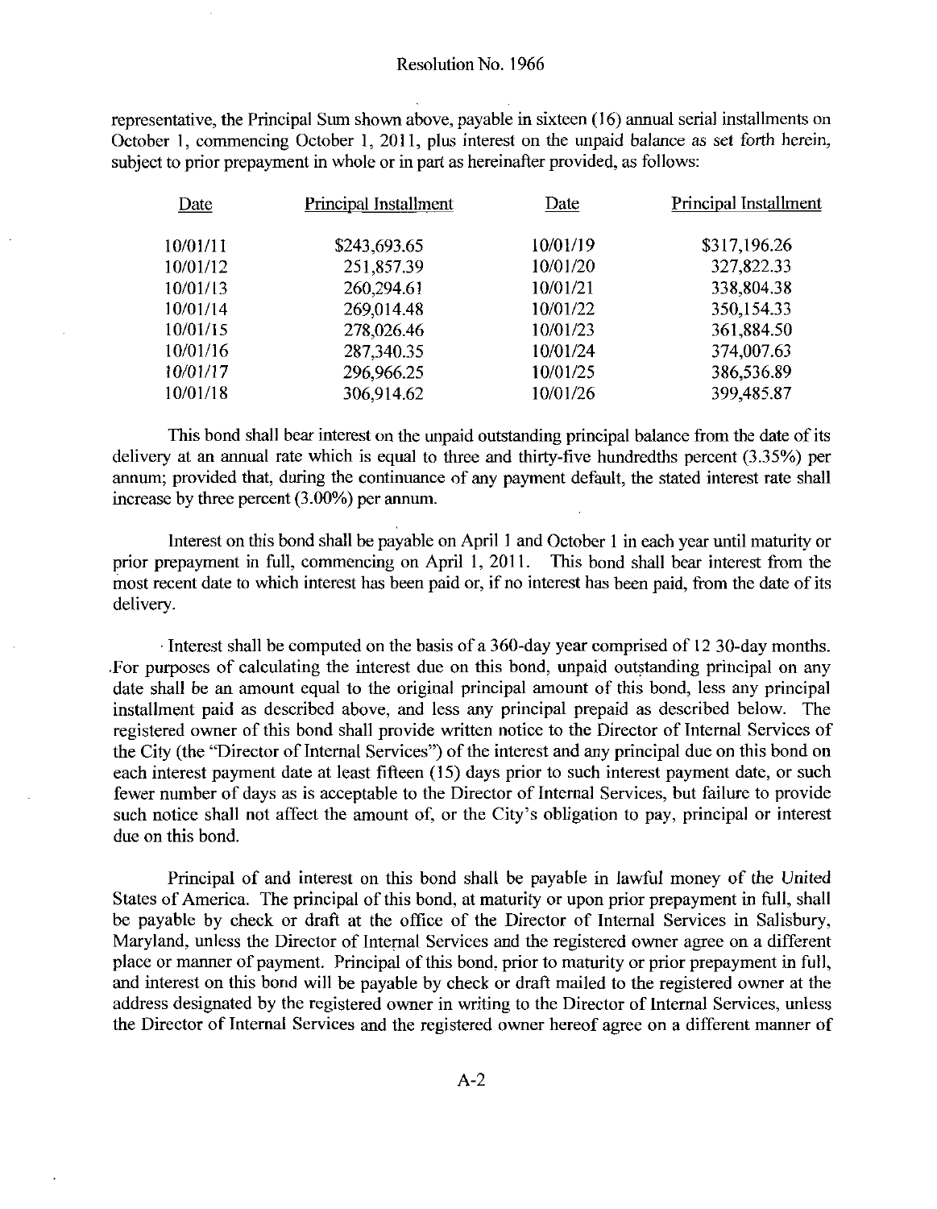representative, the Principal Sum shown above, payable in sixteen (16) annual serial installments on October 1, commencing October 1, 2011, plus interest on the unpaid balance as set forth herein, subject to prior prepayment in whole or in part as hereinafter provided, as follows:

| Date | Principal Installment | Date | Principal Installment |
|---|---|---|---|
| 10/01/11 | $243,693.65 | 10/01/19 | $317,196.26 |
| 10/01/12 | 251,857.39 | 10/01/20 | 327,822.33 |
| 10/01/13 | 260,294.61 | 10/01/21 | 338,804.38 |
| 10/01/14 | 269,014.48 | 10/01/22 | 350,154.33 |
| 10/01/15 | 278,026.46 | 10/01/23 | 361,884.50 |
| 10/01/16 | 287,340.35 | 10/01/24 | 374,007.63 |
| 10/01/17 | 296,966.25 | 10/01/25 | 386,536.89 |
| 10/01/18 | 306,914.62 | 10/01/26 | 399,485.87 |

This bond shall bear interest on the unpaid outstanding principal balance from the date of its delivery at an annual rate which is equal to three and thirty-five hundredths percent (3.35%) per annum; provided that, during the continuance of any payment default, the stated interest rate shall increase by three percent (3.00%) per annum.

Interest on this bond shall be payable on April 1 and October 1 in each year until maturity or prior prepayment in full, commencing on April 1, 2011. This bond shall bear interest from the most recent date to which interest has been paid or, if no interest has been paid, from the date of its delivery.

Interest shall be computed on the basis of a 360-day year comprised of 12 30-day months. For purposes of calculating the interest due on this bond, unpaid outstanding principal on any date shall be an amount equal to the original principal amount of this bond, less any principal installment paid as described above, and less any principal prepaid as described below. The registered owner of this bond shall provide written notice to the Director of Internal Services of the City (the "Director of Internal Services") of the interest and any principal due on this bond on each interest payment date at least fifteen (15) days prior to such interest payment date, or such fewer number of days as is acceptable to the Director of Internal Services, but failure to provide such notice shall not affect the amount of, or the City's obligation to pay, principal or interest due on this bond.

Principal of and interest on this bond shall be payable in lawful money of the United States of America. The principal of this bond, at maturity or upon prior prepayment in full, shall be payable by check or draft at the office of the Director of Internal Services in Salisbury, Maryland, unless the Director of Internal Services and the registered owner agree on a different place or manner of payment. Principal of this bond, prior to maturity or prior prepayment in full, and interest on this bond will be payable by check or draft mailed to the registered owner at the address designated by the registered owner in writing to the Director of Internal Services, unless the Director of Internal Services and the registered owner hereof agree on a different manner of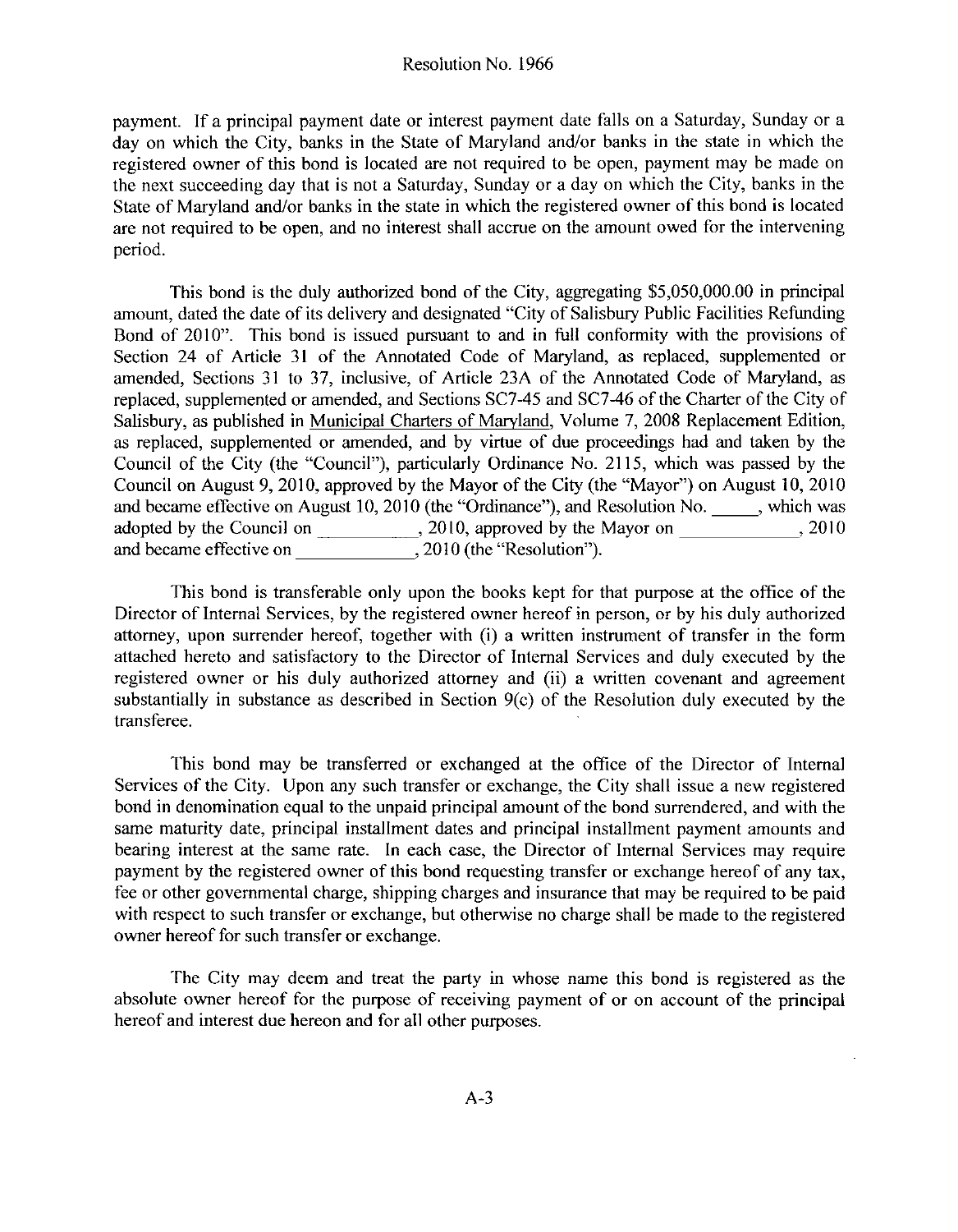payment. If a principal payment date or interest payment date falls on a Saturday, Sunday or a day on which the City, banks in the State of Maryland and/or banks in the state in which the registered owner of this bond is located are not required to be open, payment may be made on the next succeeding day that is not a Saturday, Sunday or a day on which the City, banks in the State of Maryland and/or banks in the state in which the registered owner of this bond is located are not required to be open, and no interest shall accrue on the amount owed for the intervening period.

This bond is the duly authorized bond of the City, aggregating $5,050,000.00 in principal amount, dated the date of its delivery and designated "City of Salisbury Public Facilities Refunding Bond of 2010". This bond is issued pursuant to and in full conformity with the provisions of Section 24 of Article 31 of the Annotated Code of Maryland, as replaced, supplemented or amended, Sections 31 to 37, inclusive, of Article 23A of the Annotated Code of Maryland, as replaced, supplemented or amended, and Sections SC7-45 and SC7-46 of the Charter of the City of Salisbury, as published in Municipal Charters of Maryland, Volume 7, 2008 Replacement Edition, as replaced, supplemented or amended, and by virtue of due proceedings had and taken by the Council of the City (the "Council"), particularly Ordinance No. 2115, which was passed by the Council on August 9, 2010, approved by the Mayor of the City (the "Mayor") on August 10, 2010 and became effective on August 10, 2010 (the "Ordinance"), and Resolution No. _____, which was adopted by the Council on __________, 2010, approved by the Mayor on ____________, 2010 and became effective on ____________, 2010 (the "Resolution").

This bond is transferable only upon the books kept for that purpose at the office of the Director of Internal Services, by the registered owner hereof in person, or by his duly authorized attorney, upon surrender hereof, together with (i) a written instrument of transfer in the form attached hereto and satisfactory to the Director of Internal Services and duly executed by the registered owner or his duly authorized attorney and (ii) a written covenant and agreement substantially in substance as described in Section 9(c) of the Resolution duly executed by the transferee.

This bond may be transferred or exchanged at the office of the Director of Internal Services of the City. Upon any such transfer or exchange, the City shall issue a new registered bond in denomination equal to the unpaid principal amount of the bond surrendered, and with the same maturity date, principal installment dates and principal installment payment amounts and bearing interest at the same rate. In each case, the Director of Internal Services may require payment by the registered owner of this bond requesting transfer or exchange hereof of any tax, fee or other governmental charge, shipping charges and insurance that may be required to be paid with respect to such transfer or exchange, but otherwise no charge shall be made to the registered owner hereof for such transfer or exchange.

The City may deem and treat the party in whose name this bond is registered as the absolute owner hereof for the purpose of receiving payment of or on account of the principal hereof and interest due hereon and for all other purposes.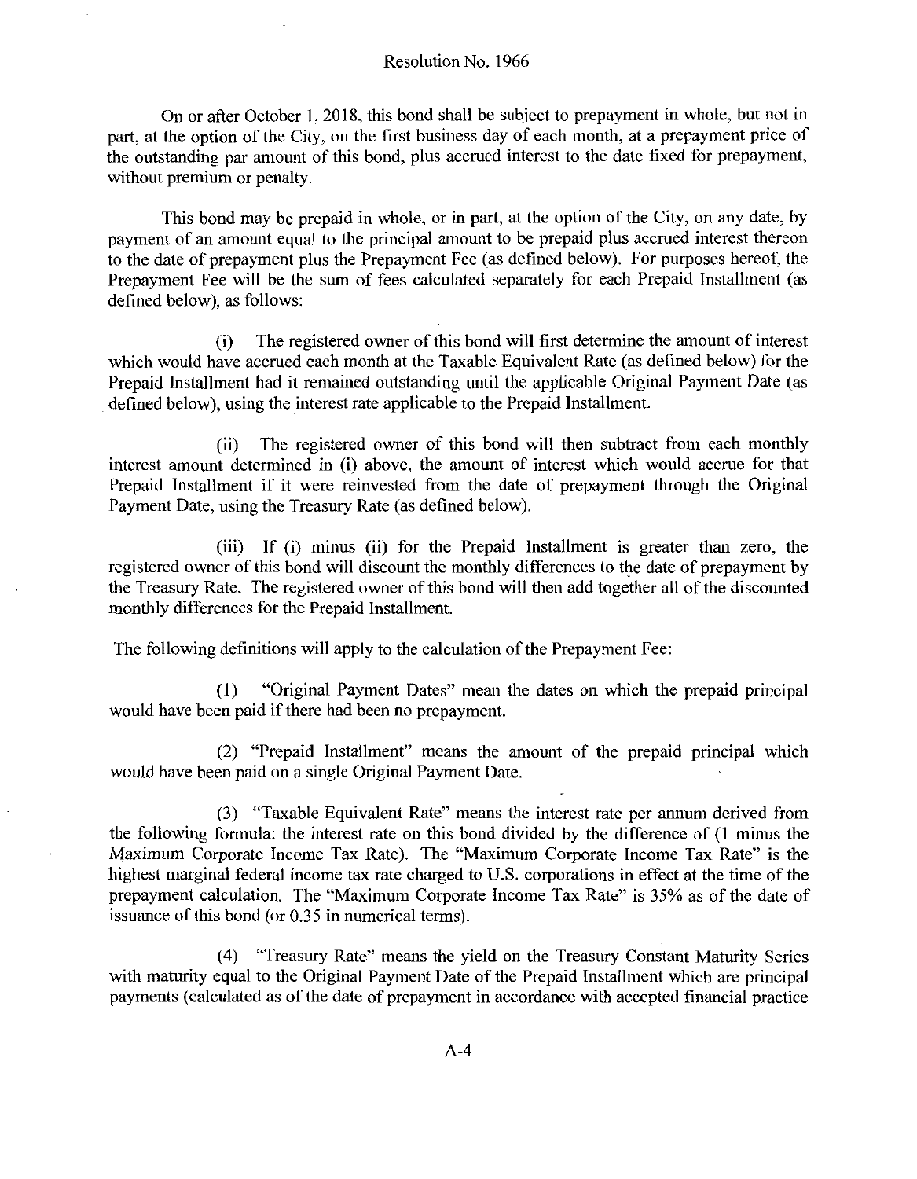On or after October 1, 2018, this bond shall be subject to prepayment in whole, but not in part, at the option of the City, on the first business day of each month, at a prepayment price of the outstanding par amount of this bond, plus accrued interest to the date fixed for prepayment, without premium or penalty.

This bond may be prepaid in whole, or in part, at the option of the City, on any date, by payment of an amount equal to the principal amount to be prepaid plus accrued interest thereon to the date of prepayment plus the Prepayment Fee (as defined below). For purposes hereof, the Prepayment Fee will be the sum of fees calculated separately for each Prepaid Installment (as defined below), as follows:

(i) The registered owner of this bond will first determine the amount of interest which would have accrued each month at the Taxable Equivalent Rate (as defined below) for the Prepaid Installment had it remained outstanding until the applicable Original Payment Date (as defined below), using the interest rate applicable to the Prepaid Installment.

(ii) The registered owner of this bond will then subtract from each monthly interest amount determined in (i) above, the amount of interest which would accrue for that Prepaid Installment if it were reinvested from the date of prepayment through the Original Payment Date, using the Treasury Rate (as defined below).

(iii) If (i) minus (ii) for the Prepaid Installment is greater than zero, the registered owner of this bond will discount the monthly differences to the date of prepayment by the Treasury Rate. The registered owner of this bond will then add together all of the discounted monthly differences for the Prepaid Installment.

The following definitions will apply to the calculation of the Prepayment Fee:

(1) "Original Payment Dates" mean the dates on which the prepaid principal would have been paid if there had been no prepayment.

(2) "Prepaid Installment" means the amount of the prepaid principal which would have been paid on a single Original Payment Date.

(3) "Taxable Equivalent Rate" means the interest rate per annum derived from the following formula: the interest rate on this bond divided by the difference of (1 minus the Maximum Corporate Income Tax Rate). The "Maximum Corporate Income Tax Rate" is the highest marginal federal income tax rate charged to U.S. corporations in effect at the time of the prepayment calculation. The "Maximum Corporate Income Tax Rate" is 35% as of the date of issuance of this bond (or 0.35 in numerical terms).

(4) "Treasury Rate" means the yield on the Treasury Constant Maturity Series with maturity equal to the Original Payment Date of the Prepaid Installment which are principal payments (calculated as of the date of prepayment in accordance with accepted financial practice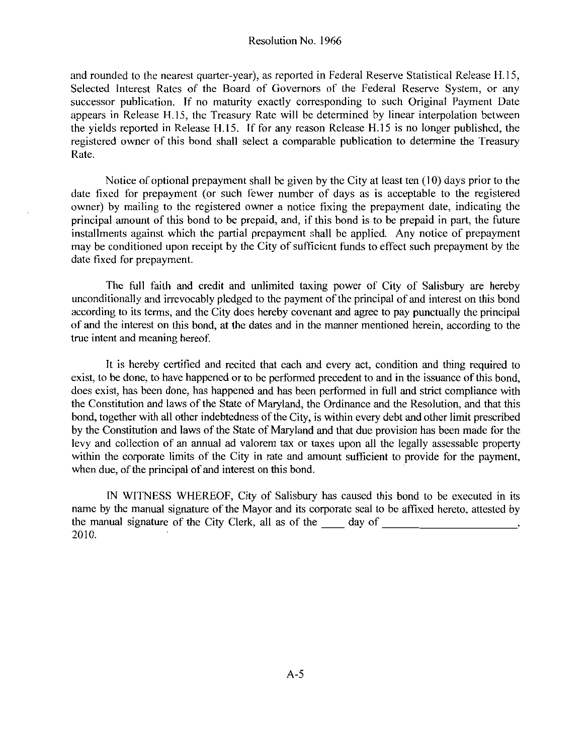and rounded to the nearest quarter-year), as reported in Federal Reserve Statistical Release H.15, Selected Interest Rates of the Board of Governors of the Federal Reserve System, or any successor publication. If no maturity exactly corresponding to such Original Payment Date appears in Release H.15, the Treasury Rate will be determined by linear interpolation between the yields reported in Release H.15. If for any reason Release H.15 is no longer published, the registered owner of this bond shall select a comparable publication to determine the Treasury Rate.

Notice of optional prepayment shall be given by the City at least ten (10) days prior to the date fixed for prepayment (or such fewer number of days as is acceptable to the registered owner) by mailing to the registered owner a notice fixing the prepayment date, indicating the principal amount of this bond to be prepaid, and, if this bond is to be prepaid in part, the future installments against which the partial prepayment shall be applied. Any notice of prepayment may be conditioned upon receipt by the City of sufficient funds to effect such prepayment by the date fixed for prepayment.

The full faith and credit and unlimited taxing power of City of Salisbury are hereby unconditionally and irrevocably pledged to the payment of the principal of and interest on this bond according to its terms, and the City does hereby covenant and agree to pay punctually the principal of and the interest on this bond, at the dates and in the manner mentioned herein, according to the true intent and meaning hereof.

It is hereby certified and recited that each and every act, condition and thing required to exist, to be done, to have happened or to be performed precedent to and in the issuance of this bond, does exist, has been done, has happened and has been performed in full and strict compliance with the Constitution and laws of the State of Maryland, the Ordinance and the Resolution, and that this bond, together with all other indebtedness of the City, is within every debt and other limit prescribed by the Constitution and laws of the State of Maryland and that due provision has been made for the levy and collection of an annual ad valorem tax or taxes upon all the legally assessable property within the corporate limits of the City in rate and amount sufficient to provide for the payment, when due, of the principal of and interest on this bond.

IN WITNESS WHEREOF, City of Salisbury has caused this bond to be executed in its name by the manual signature of the Mayor and its corporate seal to be affixed hereto, attested by the manual signature of the City Clerk, all as of the ____ day of ________________________, 2010.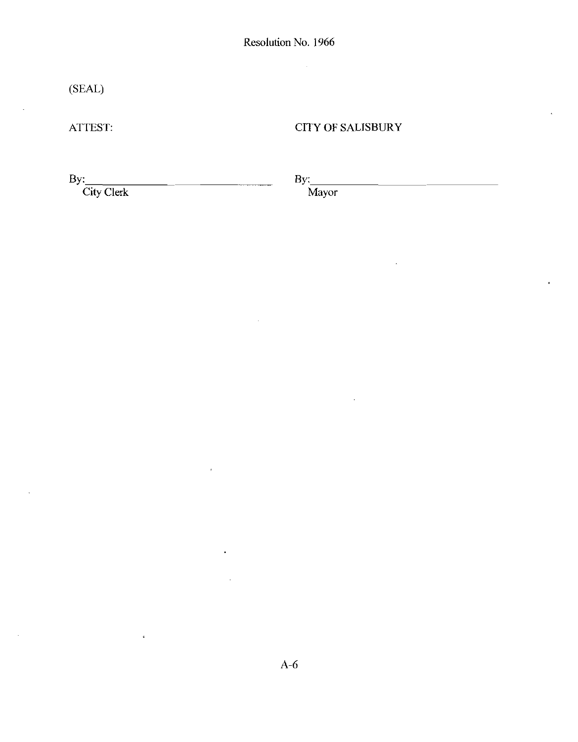Resolution No. 1966

(SEAL)

ATTEST: CITY OF SALISBURY

By:________________________ By:________________________
City Clerk Mayor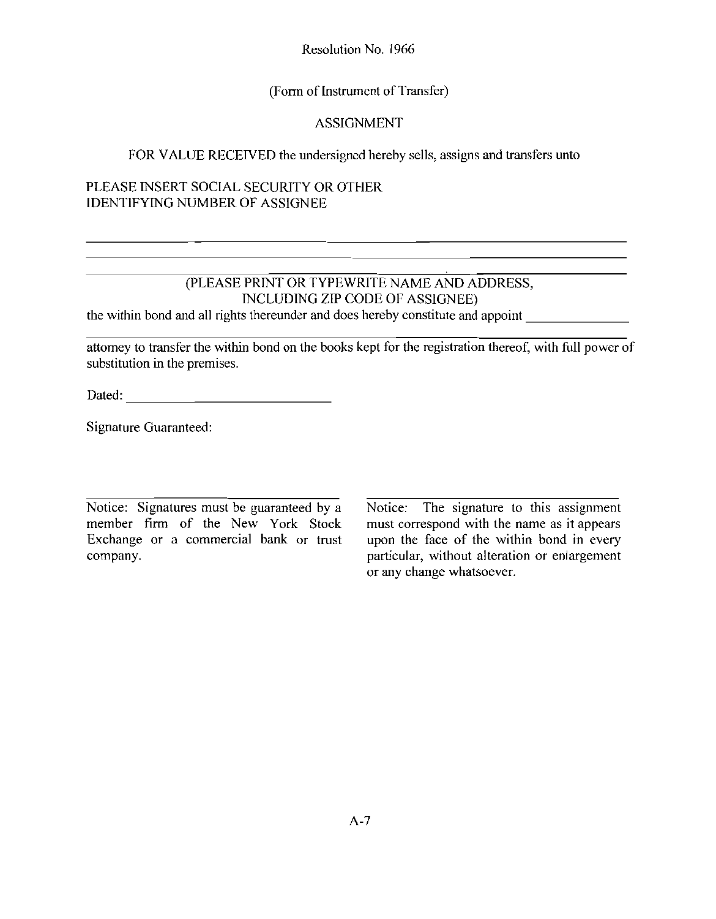Resolution No. 1966

(Form of Instrument of Transfer)

ASSIGNMENT

FOR VALUE RECEIVED the undersigned hereby sells, assigns and transfers unto

PLEASE INSERT SOCIAL SECURITY OR OTHER IDENTIFYING NUMBER OF ASSIGNEE

______________________________________________________________

______________________________________________________________

______________________________________________________________

(PLEASE PRINT OR TYPEWRITE NAME AND ADDRESS, INCLUDING ZIP CODE OF ASSIGNEE)

the within bond and all rights thereunder and does hereby constitute and appoint ______________

______________________________________________________________

attorney to transfer the within bond on the books kept for the registration thereof, with full power of substitution in the premises.

Dated: ____________________________

Signature Guaranteed:

______________________________

Notice: Signatures must be guaranteed by a member firm of the New York Stock Exchange or a commercial bank or trust company.

______________________________

Notice: The signature to this assignment must correspond with the name as it appears upon the face of the within bond in every particular, without alteration or enlargement or any change whatsoever.